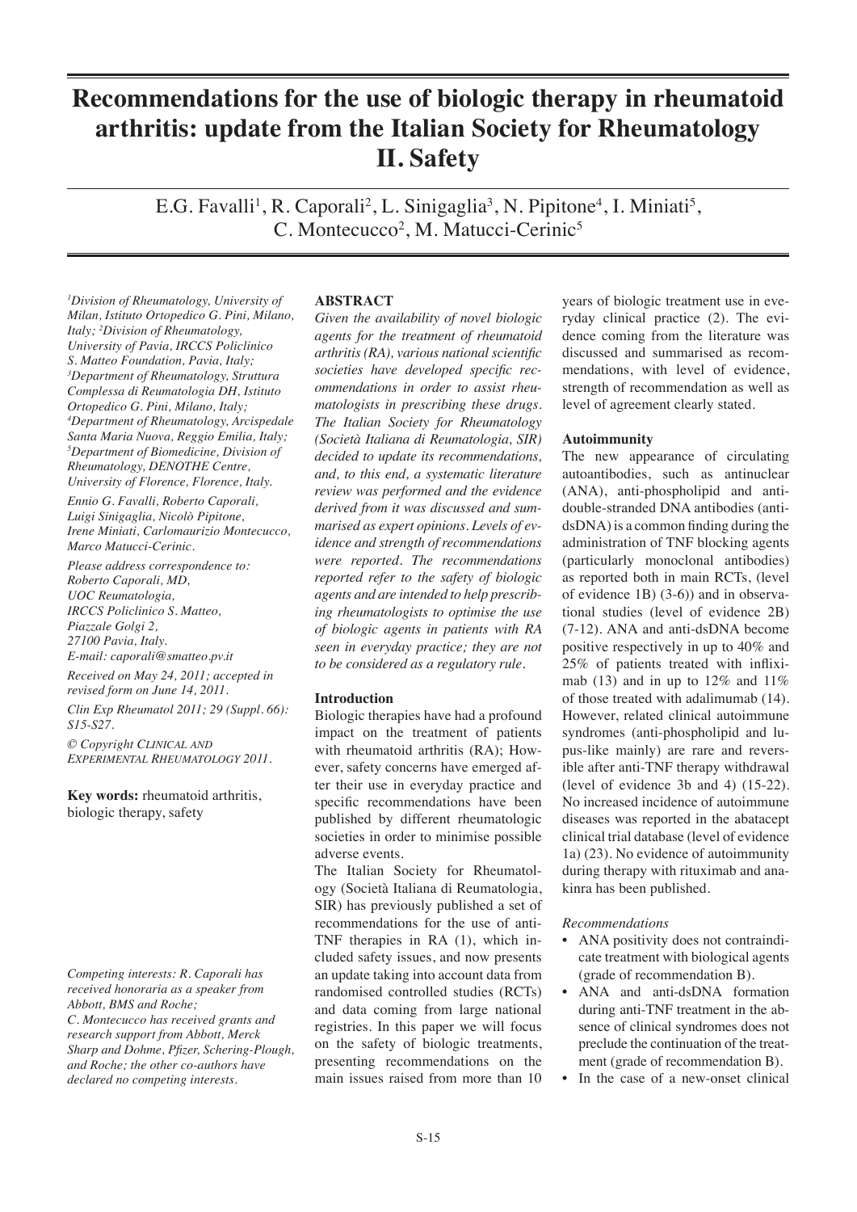# Recommendations for the use of biologic therapy in rheumatoid arthritis: update from the Italian Society for Rheumatology II. Safety

E.G. Favalli[1], R. Caporali[2], L. Sinigaglia[3], N. Pipitone[4], I. Miniati[5], C. Montecucco[2], M. Matucci-Cerinic[5]

*[1]Division of Rheumatology, University of Milan, Istituto Ortopedico G. Pini, Milano, Italy; [2]Division of Rheumatology, University of Pavia, IRCCS Policlinico S. Matteo Foundation, Pavia, Italy; [3]Department of Rheumatology, Struttura Complessa di Reumatologia DH, Istituto Ortopedico G. Pini, Milano, Italy; [4]Department of Rheumatology, Arcispedale Santa Maria Nuova, Reggio Emilia, Italy; [5]Department of Biomedicine, Division of Rheumatology, DENOTHE Centre, University of Florence, Florence, Italy.*

*Ennio G. Favalli, Roberto Caporali, Luigi Sinigaglia, Nicolò Pipitone, Irene Miniati, Carlomaurizio Montecucco, Marco Matucci-Cerinic.*

*Please address correspondence to: Roberto Caporali, MD, UOC Reumatologia, IRCCS Policlinico S. Matteo, Piazzale Golgi 2, 27100 Pavia, Italy. E-mail: caporali@smatteo.pv.it*

*Received on May 24, 2011; accepted in revised form on June 14, 2011.*

*Clin Exp Rheumatol 2011; 29 (Suppl. 66): S15-S27.*

*© Copyright Clinical and Experimental Rheumatology 2011.*

**Key words:** rheumatoid arthritis, biologic therapy, safety

*Competing interests: R. Caporali has received honoraria as a speaker from Abbott, BMS and Roche; C. Montecucco has received grants and research support from Abbott, Merck Sharp and Dohme, Pfizer, Schering-Plough, and Roche; the other co-authors have declared no competing interests.*

## ABSTRACT

*Given the availability of novel biologic agents for the treatment of rheumatoid arthritis (RA), various national scientific societies have developed specific recommendations in order to assist rheumatologists in prescribing these drugs. The Italian Society for Rheumatology (Società Italiana di Reumatologia, SIR) decided to update its recommendations, and, to this end, a systematic literature review was performed and the evidence derived from it was discussed and summarised as expert opinions. Levels of evidence and strength of recommendations were reported. The recommendations reported refer to the safety of biologic agents and are intended to help prescribing rheumatologists to optimise the use of biologic agents in patients with RA seen in everyday practice; they are not to be considered as a regulatory rule.*

## Introduction

Biologic therapies have had a profound impact on the treatment of patients with rheumatoid arthritis (RA); However, safety concerns have emerged after their use in everyday practice and specific recommendations have been published by different rheumatologic societies in order to minimise possible adverse events.

The Italian Society for Rheumatology (Società Italiana di Reumatologia, SIR) has previously published a set of recommendations for the use of anti-TNF therapies in RA (1), which included safety issues, and now presents an update taking into account data from randomised controlled studies (RCTs) and data coming from large national registries. In this paper we will focus on the safety of biologic treatments, presenting recommendations on the main issues raised from more than 10 years of biologic treatment use in everyday clinical practice (2). The evidence coming from the literature was discussed and summarised as recommendations, with level of evidence, strength of recommendation as well as level of agreement clearly stated.

## Autoimmunity

The new appearance of circulating autoantibodies, such as antinuclear (ANA), anti-phospholipid and anti-double-stranded DNA antibodies (anti-dsDNA) is a common finding during the administration of TNF blocking agents (particularly monoclonal antibodies) as reported both in main RCTs, (level of evidence 1B) (3-6)) and in observational studies (level of evidence 2B) (7-12). ANA and anti-dsDNA become positive respectively in up to 40% and 25% of patients treated with infliximab (13) and in up to 12% and 11% of those treated with adalimumab (14). However, related clinical autoimmune syndromes (anti-phospholipid and lupus-like mainly) are rare and reversible after anti-TNF therapy withdrawal (level of evidence 3b and 4) (15-22). No increased incidence of autoimmune diseases was reported in the abatacept clinical trial database (level of evidence 1a) (23). No evidence of autoimmunity during therapy with rituximab and anakinra has been published.

*Recommendations*

- ANA positivity does not contraindicate treatment with biological agents (grade of recommendation B).
- ANA and anti-dsDNA formation during anti-TNF treatment in the absence of clinical syndromes does not preclude the continuation of the treatment (grade of recommendation B).
- In the case of a new-onset clinical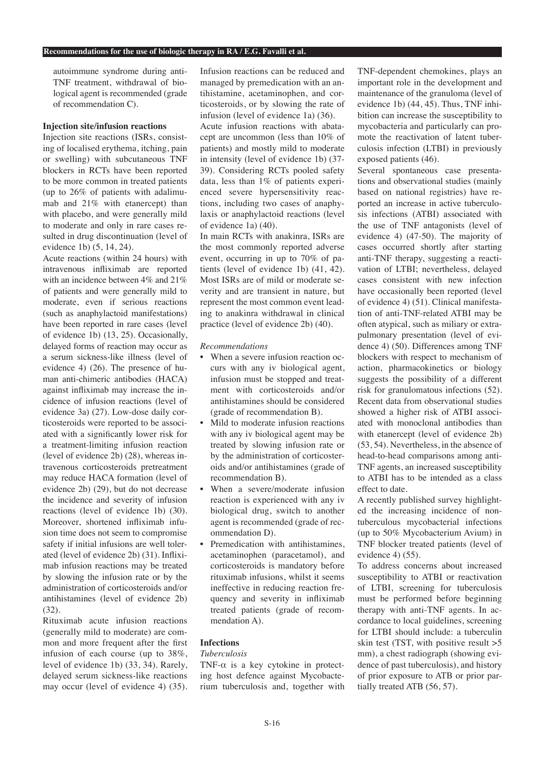autoimmune syndrome during anti-TNF treatment, withdrawal of biological agent is recommended (grade of recommendation C).

**Injection site/infusion reactions**

Injection site reactions (ISRs, consisting of localised erythema, itching, pain or swelling) with subcutaneous TNF blockers in RCTs have been reported to be more common in treated patients (up to 26% of patients with adalimumab and 21% with etanercept) than with placebo, and were generally mild to moderate and only in rare cases resulted in drug discontinuation (level of evidence 1b) (5, 14, 24).

Acute reactions (within 24 hours) with intravenous infliximab are reported with an incidence between 4% and 21% of patients and were generally mild to moderate, even if serious reactions (such as anaphylactoid manifestations) have been reported in rare cases (level of evidence 1b) (13, 25). Occasionally, delayed forms of reaction may occur as a serum sickness-like illness (level of evidence 4) (26). The presence of human anti-chimeric antibodies (HACA) against infliximab may increase the incidence of infusion reactions (level of evidence 3a) (27). Low-dose daily corticosteroids were reported to be associated with a significantly lower risk for a treatment-limiting infusion reaction (level of evidence 2b) (28), whereas intravenous corticosteroids pretreatment may reduce HACA formation (level of evidence 2b) (29), but do not decrease the incidence and severity of infusion reactions (level of evidence 1b) (30). Moreover, shortened infliximab infusion time does not seem to compromise safety if initial infusions are well tolerated (level of evidence 2b) (31). Infliximab infusion reactions may be treated by slowing the infusion rate or by the administration of corticosteroids and/or antihistamines (level of evidence 2b) (32).

Rituximab acute infusion reactions (generally mild to moderate) are common and more frequent after the first infusion of each course (up to 38%, level of evidence 1b) (33, 34). Rarely, delayed serum sickness-like reactions may occur (level of evidence 4) (35). Infusion reactions can be reduced and managed by premedication with an antihistamine, acetaminophen, and corticosteroids, or by slowing the rate of infusion (level of evidence 1a) (36).

Acute infusion reactions with abatacept are uncommon (less than 10% of patients) and mostly mild to moderate in intensity (level of evidence 1b) (37-39). Considering RCTs pooled safety data, less than 1% of patients experienced severe hypersensitivity reactions, including two cases of anaphylaxis or anaphylactoid reactions (level of evidence 1a) (40).

In main RCTs with anakinra, ISRs are the most commonly reported adverse event, occurring in up to 70% of patients (level of evidence 1b) (41, 42). Most ISRs are of mild or moderate severity and are transient in nature, but represent the most common event leading to anakinra withdrawal in clinical practice (level of evidence 2b) (40).

*Recommendations*

- When a severe infusion reaction occurs with any iv biological agent, infusion must be stopped and treatment with corticosteroids and/or antihistamines should be considered (grade of recommendation B).
- Mild to moderate infusion reactions with any iv biological agent may be treated by slowing infusion rate or by the administration of corticosteroids and/or antihistamines (grade of recommendation B).
- When a severe/moderate infusion reaction is experienced with any iv biological drug, switch to another agent is recommended (grade of recommendation D).
- Premedication with antihistamines, acetaminophen (paracetamol), and corticosteroids is mandatory before rituximab infusions, whilst it seems ineffective in reducing reaction frequency and severity in infliximab treated patients (grade of recommendation A).

**Infections**

*Tuberculosis*

TNF-α is a key cytokine in protecting host defence against Mycobacterium tuberculosis and, together with TNF-dependent chemokines, plays an important role in the development and maintenance of the granuloma (level of evidence 1b) (44, 45). Thus, TNF inhibition can increase the susceptibility to mycobacteria and particularly can promote the reactivation of latent tuberculosis infection (LTBI) in previously exposed patients (46).

Several spontaneous case presentations and observational studies (mainly based on national registries) have reported an increase in active tuberculosis infections (ATBI) associated with the use of TNF antagonists (level of evidence 4) (47-50). The majority of cases occurred shortly after starting anti-TNF therapy, suggesting a reactivation of LTBI; nevertheless, delayed cases consistent with new infection have occasionally been reported (level of evidence 4) (51). Clinical manifestation of anti-TNF-related ATBI may be often atypical, such as miliary or extrapulmonary presentation (level of evidence 4) (50). Differences among TNF blockers with respect to mechanism of action, pharmacokinetics or biology suggests the possibility of a different risk for granulomatous infections (52). Recent data from observational studies showed a higher risk of ATBI associated with monoclonal antibodies than with etanercept (level of evidence 2b) (53, 54). Nevertheless, in the absence of head-to-head comparisons among anti-TNF agents, an increased susceptibility to ATBI has to be intended as a class effect to date.

A recently published survey highlighted the increasing incidence of non-tuberculous mycobacterial infections (up to 50% Mycobacterium Avium) in TNF blocker treated patients (level of evidence 4) (55).

To address concerns about increased susceptibility to ATBI or reactivation of LTBI, screening for tuberculosis must be performed before beginning therapy with anti-TNF agents. In accordance to local guidelines, screening for LTBI should include: a tuberculin skin test (TST, with positive result >5 mm), a chest radiograph (showing evidence of past tuberculosis), and history of prior exposure to ATB or prior partially treated ATB (56, 57).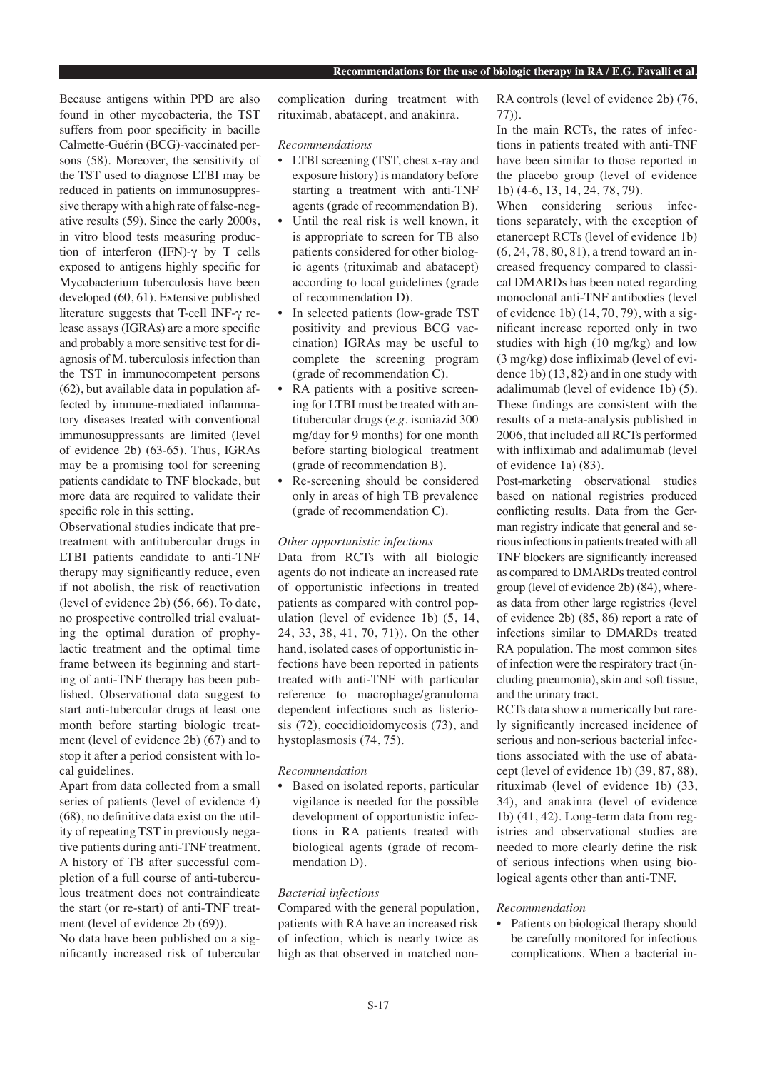Because antigens within PPD are also found in other mycobacteria, the TST suffers from poor specificity in bacille Calmette-Guérin (BCG)-vaccinated persons (58). Moreover, the sensitivity of the TST used to diagnose LTBI may be reduced in patients on immunosuppressive therapy with a high rate of false-negative results (59). Since the early 2000s, in vitro blood tests measuring production of interferon (IFN)-γ by T cells exposed to antigens highly specific for Mycobacterium tuberculosis have been developed (60, 61). Extensive published literature suggests that T-cell INF-γ release assays (IGRAs) are a more specific and probably a more sensitive test for diagnosis of M. tuberculosis infection than the TST in immunocompetent persons (62), but available data in population affected by immune-mediated inflammatory diseases treated with conventional immunosuppressants are limited (level of evidence 2b) (63-65). Thus, IGRAs may be a promising tool for screening patients candidate to TNF blockade, but more data are required to validate their specific role in this setting.

Observational studies indicate that pretreatment with antitubercular drugs in LTBI patients candidate to anti-TNF therapy may significantly reduce, even if not abolish, the risk of reactivation (level of evidence 2b) (56, 66). To date, no prospective controlled trial evaluating the optimal duration of prophylactic treatment and the optimal time frame between its beginning and starting of anti-TNF therapy has been published. Observational data suggest to start anti-tubercular drugs at least one month before starting biologic treatment (level of evidence 2b) (67) and to stop it after a period consistent with local guidelines.

Apart from data collected from a small series of patients (level of evidence 4) (68), no definitive data exist on the utility of repeating TST in previously negative patients during anti-TNF treatment. A history of TB after successful completion of a full course of anti-tuberculous treatment does not contraindicate the start (or re-start) of anti-TNF treatment (level of evidence 2b (69)).

No data have been published on a significantly increased risk of tubercular complication during treatment with rituximab, abatacept, and anakinra.

*Recommendations*

- LTBI screening (TST, chest x-ray and exposure history) is mandatory before starting a treatment with anti-TNF agents (grade of recommendation B).
- Until the real risk is well known, it is appropriate to screen for TB also patients considered for other biologic agents (rituximab and abatacept) according to local guidelines (grade of recommendation D).
- In selected patients (low-grade TST positivity and previous BCG vaccination) IGRAs may be useful to complete the screening program (grade of recommendation C).
- RA patients with a positive screening for LTBI must be treated with antitubercular drugs (*e.g.* isoniazid 300 mg/day for 9 months) for one month before starting biological treatment (grade of recommendation B).
- Re-screening should be considered only in areas of high TB prevalence (grade of recommendation C).

*Other opportunistic infections*

Data from RCTs with all biologic agents do not indicate an increased rate of opportunistic infections in treated patients as compared with control population (level of evidence 1b) (5, 14, 24, 33, 38, 41, 70, 71)). On the other hand, isolated cases of opportunistic infections have been reported in patients treated with anti-TNF with particular reference to macrophage/granuloma dependent infections such as listeriosis (72), coccidioidomycosis (73), and hystoplasmosis (74, 75).

*Recommendation*

- Based on isolated reports, particular vigilance is needed for the possible development of opportunistic infections in RA patients treated with biological agents (grade of recommendation D).

*Bacterial infections*

Compared with the general population, patients with RA have an increased risk of infection, which is nearly twice as high as that observed in matched non-RA controls (level of evidence 2b) (76, 77)).

In the main RCTs, the rates of infections in patients treated with anti-TNF have been similar to those reported in the placebo group (level of evidence 1b) (4-6, 13, 14, 24, 78, 79).

When considering serious infections separately, with the exception of etanercept RCTs (level of evidence 1b) (6, 24, 78, 80, 81), a trend toward an increased frequency compared to classical DMARDs has been noted regarding monoclonal anti-TNF antibodies (level of evidence 1b) (14, 70, 79), with a significant increase reported only in two studies with high (10 mg/kg) and low (3 mg/kg) dose infliximab (level of evidence 1b) (13, 82) and in one study with adalimumab (level of evidence 1b) (5). These findings are consistent with the results of a meta-analysis published in 2006, that included all RCTs performed with infliximab and adalimumab (level of evidence 1a) (83).

Post-marketing observational studies based on national registries produced conflicting results. Data from the German registry indicate that general and serious infections in patients treated with all TNF blockers are significantly increased as compared to DMARDs treated control group (level of evidence 2b) (84), whereas data from other large registries (level of evidence 2b) (85, 86) report a rate of infections similar to DMARDs treated RA population. The most common sites of infection were the respiratory tract (including pneumonia), skin and soft tissue, and the urinary tract.

RCTs data show a numerically but rarely significantly increased incidence of serious and non-serious bacterial infections associated with the use of abatacept (level of evidence 1b) (39, 87, 88), rituximab (level of evidence 1b) (33, 34), and anakinra (level of evidence 1b) (41, 42). Long-term data from registries and observational studies are needed to more clearly define the risk of serious infections when using biological agents other than anti-TNF.

*Recommendation*

- Patients on biological therapy should be carefully monitored for infectious complications. When a bacterial in-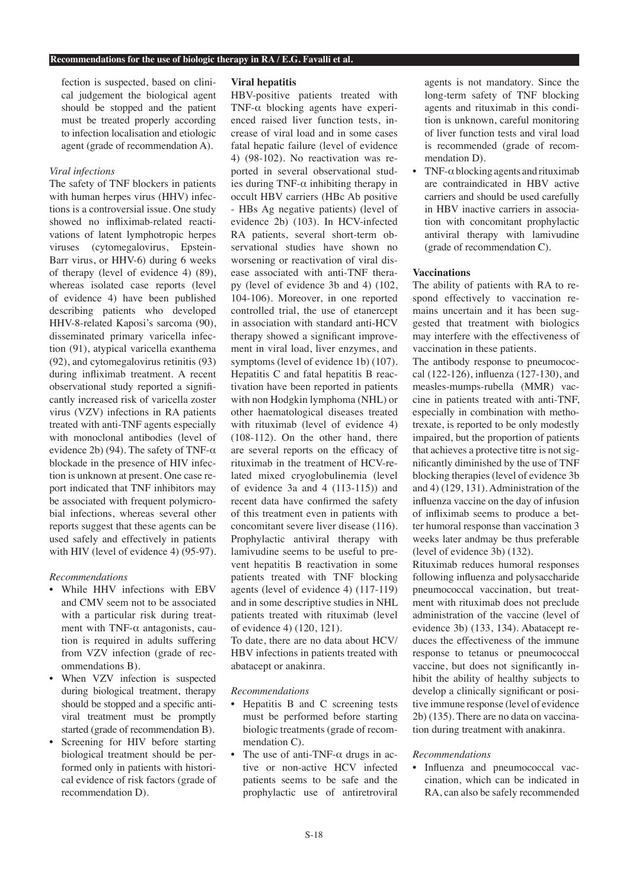fection is suspected, based on clinical judgement the biological agent should be stopped and the patient must be treated properly according to infection localisation and etiologic agent (grade of recommendation A).

*Viral infections*

The safety of TNF blockers in patients with human herpes virus (HHV) infections is a controversial issue. One study showed no infliximab-related reactivations of latent lymphotropic herpes viruses (cytomegalovirus, Epstein-Barr virus, or HHV-6) during 6 weeks of therapy (level of evidence 4) (89), whereas isolated case reports (level of evidence 4) have been published describing patients who developed HHV-8-related Kaposi's sarcoma (90), disseminated primary varicella infection (91), atypical varicella exanthema (92), and cytomegalovirus retinitis (93) during infliximab treatment. A recent observational study reported a significantly increased risk of varicella zoster virus (VZV) infections in RA patients treated with anti-TNF agents especially with monoclonal antibodies (level of evidence 2b) (94). The safety of TNF-$\alpha$ blockade in the presence of HIV infection is unknown at present. One case report indicated that TNF inhibitors may be associated with frequent polymicrobial infections, whereas several other reports suggest that these agents can be used safely and effectively in patients with HIV (level of evidence 4) (95-97).

*Recommendations*

- While HHV infections with EBV and CMV seem not to be associated with a particular risk during treatment with TNF-$\alpha$ antagonists, caution is required in adults suffering from VZV infection (grade of recommendations B).
- When VZV infection is suspected during biological treatment, therapy should be stopped and a specific antiviral treatment must be promptly started (grade of recommendation B).
- Screening for HIV before starting biological treatment should be performed only in patients with historical evidence of risk factors (grade of recommendation D).

**Viral hepatitis**

HBV-positive patients treated with TNF-$\alpha$ blocking agents have experienced raised liver function tests, increase of viral load and in some cases fatal hepatic failure (level of evidence 4) (98-102). No reactivation was reported in several observational studies during TNF-$\alpha$ inhibiting therapy in occult HBV carriers (HBc Ab positive - HBs Ag negative patients) (level of evidence 2b) (103). In HCV-infected RA patients, several short-term observational studies have shown no worsening or reactivation of viral disease associated with anti-TNF therapy (level of evidence 3b and 4) (102, 104-106). Moreover, in one reported controlled trial, the use of etanercept in association with standard anti-HCV therapy showed a significant improvement in viral load, liver enzymes, and symptoms (level of evidence 1b) (107). Hepatitis C and fatal hepatitis B reactivation have been reported in patients with non Hodgkin lymphoma (NHL) or other haematological diseases treated with rituximab (level of evidence 4) (108-112). On the other hand, there are several reports on the efficacy of rituximab in the treatment of HCV-related mixed cryoglobulinemia (level of evidence 3a and 4 (113-115)) and recent data have confirmed the safety of this treatment even in patients with concomitant severe liver disease (116). Prophylactic antiviral therapy with lamivudine seems to be useful to prevent hepatitis B reactivation in some patients treated with TNF blocking agents (level of evidence 4) (117-119) and in some descriptive studies in NHL patients treated with rituximab (level of evidence 4) (120, 121).

To date, there are no data about HCV/HBV infections in patients treated with abatacept or anakinra.

*Recommendations*

- Hepatitis B and C screening tests must be performed before starting biologic treatments (grade of recommendation C).
- The use of anti-TNF-$\alpha$ drugs in active or non-active HCV infected patients seems to be safe and the prophylactic use of antiretroviral agents is not mandatory. Since the long-term safety of TNF blocking agents and rituximab in this condition is unknown, careful monitoring of liver function tests and viral load is recommended (grade of recommendation D).
- TNF-$\alpha$ blocking agents and rituximab are contraindicated in HBV active carriers and should be used carefully in HBV inactive carriers in association with concomitant prophylactic antiviral therapy with lamivudine (grade of recommendation C).

**Vaccinations**

The ability of patients with RA to respond effectively to vaccination remains uncertain and it has been suggested that treatment with biologics may interfere with the effectiveness of vaccination in these patients.

The antibody response to pneumococcal (122-126), influenza (127-130), and measles-mumps-rubella (MMR) vaccine in patients treated with anti-TNF, especially in combination with methotrexate, is reported to be only modestly impaired, but the proportion of patients that achieves a protective titre is not significantly diminished by the use of TNF blocking therapies (level of evidence 3b and 4) (129, 131). Administration of the influenza vaccine on the day of infusion of infliximab seems to produce a better humoral response than vaccination 3 weeks later andmay be thus preferable (level of evidence 3b) (132).

Rituximab reduces humoral responses following influenza and polysaccharide pneumococcal vaccination, but treatment with rituximab does not preclude administration of the vaccine (level of evidence 3b) (133, 134). Abatacept reduces the effectiveness of the immune response to tetanus or pneumococcal vaccine, but does not significantly inhibit the ability of healthy subjects to develop a clinically significant or positive immune response (level of evidence 2b) (135). There are no data on vaccination during treatment with anakinra.

*Recommendations*

- Influenza and pneumococcal vaccination, which can be indicated in RA, can also be safely recommended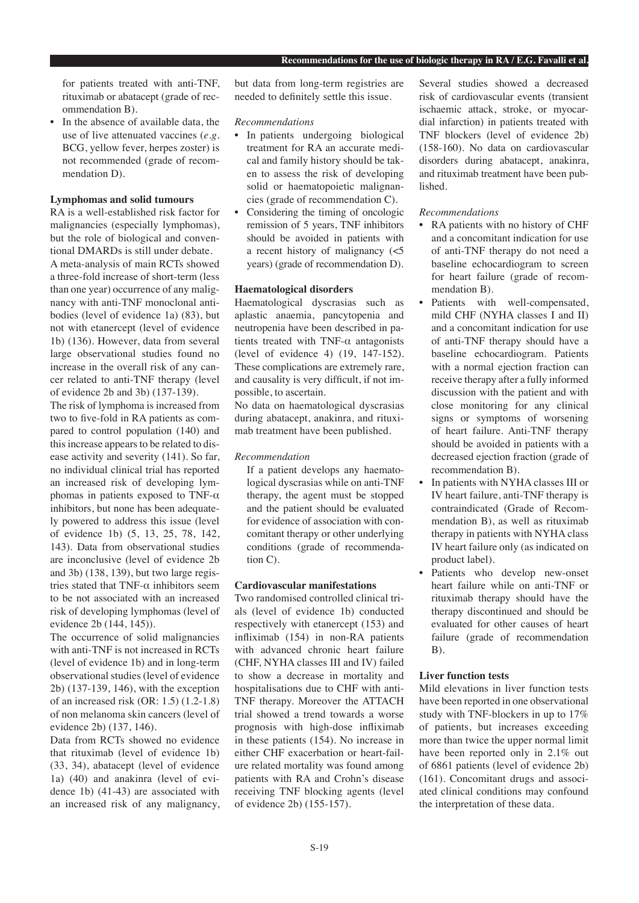for patients treated with anti-TNF, rituximab or abatacept (grade of recommendation B).

- In the absence of available data, the use of live attenuated vaccines (*e.g.* BCG, yellow fever, herpes zoster) is not recommended (grade of recommendation D).

**Lymphomas and solid tumours**

RA is a well-established risk factor for malignancies (especially lymphomas), but the role of biological and conventional DMARDs is still under debate.

A meta-analysis of main RCTs showed a three-fold increase of short-term (less than one year) occurrence of any malignancy with anti-TNF monoclonal antibodies (level of evidence 1a) (83), but not with etanercept (level of evidence 1b) (136). However, data from several large observational studies found no increase in the overall risk of any cancer related to anti-TNF therapy (level of evidence 2b and 3b) (137-139).

The risk of lymphoma is increased from two to five-fold in RA patients as compared to control population (140) and this increase appears to be related to disease activity and severity (141). So far, no individual clinical trial has reported an increased risk of developing lymphomas in patients exposed to TNF-$\alpha$ inhibitors, but none has been adequately powered to address this issue (level of evidence 1b) (5, 13, 25, 78, 142, 143). Data from observational studies are inconclusive (level of evidence 2b and 3b) (138, 139), but two large registries stated that TNF-$\alpha$ inhibitors seem to be not associated with an increased risk of developing lymphomas (level of evidence 2b (144, 145)).

The occurrence of solid malignancies with anti-TNF is not increased in RCTs (level of evidence 1b) and in long-term observational studies (level of evidence 2b) (137-139, 146), with the exception of an increased risk (OR: 1.5) (1.2-1.8) of non melanoma skin cancers (level of evidence 2b) (137, 146).

Data from RCTs showed no evidence that rituximab (level of evidence 1b) (33, 34), abatacept (level of evidence 1a) (40) and anakinra (level of evidence 1b) (41-43) are associated with an increased risk of any malignancy, but data from long-term registries are needed to definitely settle this issue.

*Recommendations*

- In patients undergoing biological treatment for RA an accurate medical and family history should be taken to assess the risk of developing solid or haematopoietic malignancies (grade of recommendation C).
- Considering the timing of oncologic remission of 5 years, TNF inhibitors should be avoided in patients with a recent history of malignancy (<5 years) (grade of recommendation D).

**Haematological disorders**

Haematological dyscrasias such as aplastic anaemia, pancytopenia and neutropenia have been described in patients treated with TNF-$\alpha$ antagonists (level of evidence 4) (19, 147-152). These complications are extremely rare, and causality is very difficult, if not impossible, to ascertain.

No data on haematological dyscrasias during abatacept, anakinra, and rituximab treatment have been published.

*Recommendation*

If a patient develops any haematological dyscrasias while on anti-TNF therapy, the agent must be stopped and the patient should be evaluated for evidence of association with concomitant therapy or other underlying conditions (grade of recommendation C).

**Cardiovascular manifestations**

Two randomised controlled clinical trials (level of evidence 1b) conducted respectively with etanercept (153) and infliximab (154) in non-RA patients with advanced chronic heart failure (CHF, NYHA classes III and IV) failed to show a decrease in mortality and hospitalisations due to CHF with anti-TNF therapy. Moreover the ATTACH trial showed a trend towards a worse prognosis with high-dose infliximab in these patients (154). No increase in either CHF exacerbation or heart-failure related mortality was found among patients with RA and Crohn's disease receiving TNF blocking agents (level of evidence 2b) (155-157).

Several studies showed a decreased risk of cardiovascular events (transient ischaemic attack, stroke, or myocardial infarction) in patients treated with TNF blockers (level of evidence 2b) (158-160). No data on cardiovascular disorders during abatacept, anakinra, and rituximab treatment have been published.

*Recommendations*

- RA patients with no history of CHF and a concomitant indication for use of anti-TNF therapy do not need a baseline echocardiogram to screen for heart failure (grade of recommendation B).
- Patients with well-compensated, mild CHF (NYHA classes I and II) and a concomitant indication for use of anti-TNF therapy should have a baseline echocardiogram. Patients with a normal ejection fraction can receive therapy after a fully informed discussion with the patient and with close monitoring for any clinical signs or symptoms of worsening of heart failure. Anti-TNF therapy should be avoided in patients with a decreased ejection fraction (grade of recommendation B).
- In patients with NYHA classes III or IV heart failure, anti-TNF therapy is contraindicated (Grade of Recommendation B), as well as rituximab therapy in patients with NYHA class IV heart failure only (as indicated on product label).
- Patients who develop new-onset heart failure while on anti-TNF or rituximab therapy should have the therapy discontinued and should be evaluated for other causes of heart failure (grade of recommendation B).

**Liver function tests**

Mild elevations in liver function tests have been reported in one observational study with TNF-blockers in up to 17% of patients, but increases exceeding more than twice the upper normal limit have been reported only in 2.1% out of 6861 patients (level of evidence 2b) (161). Concomitant drugs and associated clinical conditions may confound the interpretation of these data.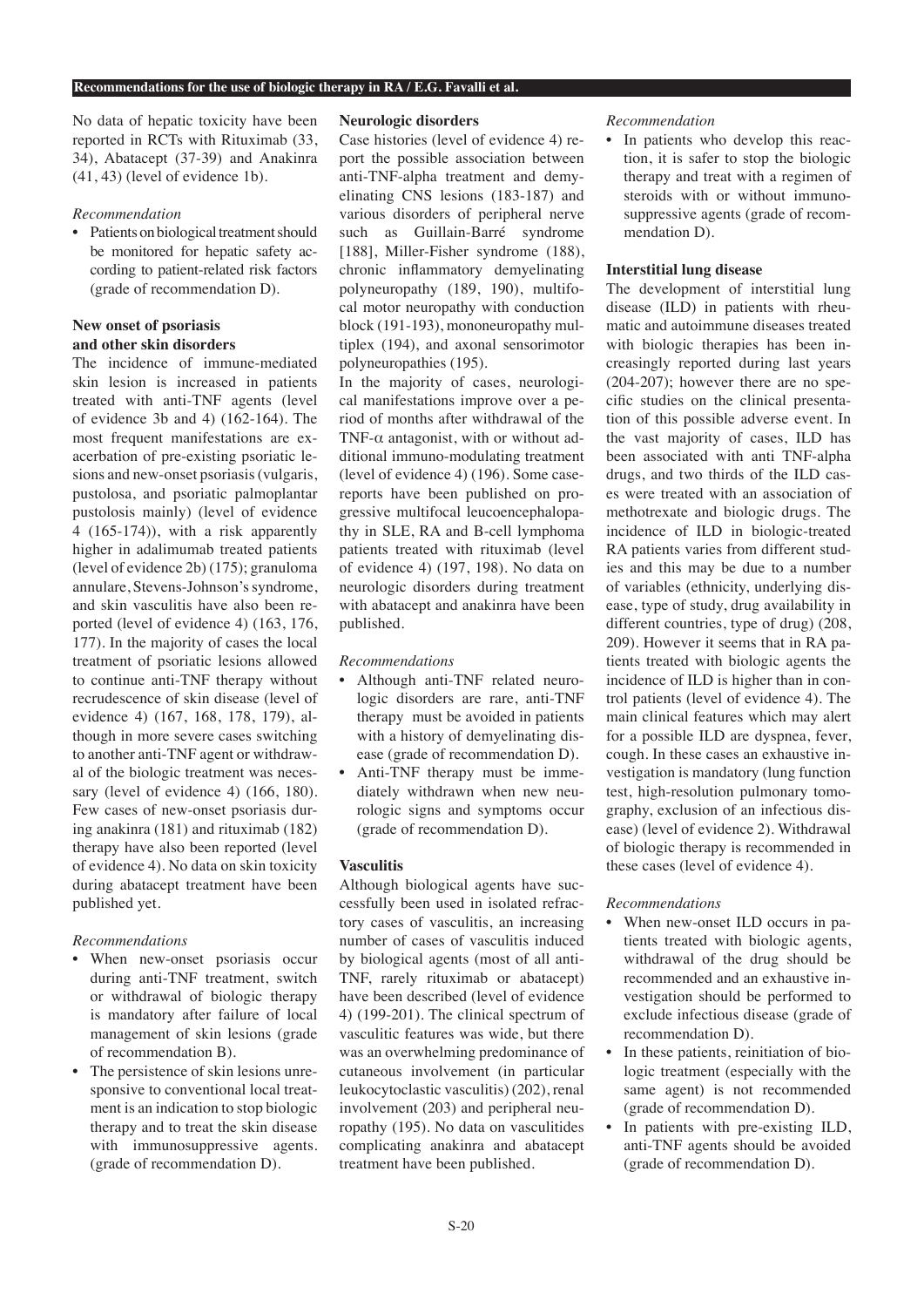No data of hepatic toxicity have been reported in RCTs with Rituximab (33, 34), Abatacept (37-39) and Anakinra (41, 43) (level of evidence 1b).

*Recommendation*

- Patients on biological treatment should be monitored for hepatic safety according to patient-related risk factors (grade of recommendation D).

### New onset of psoriasis and other skin disorders

The incidence of immune-mediated skin lesion is increased in patients treated with anti-TNF agents (level of evidence 3b and 4) (162-164). The most frequent manifestations are exacerbation of pre-existing psoriatic lesions and new-onset psoriasis (vulgaris, pustolosa, and psoriatic palmoplantar pustolosis mainly) (level of evidence 4 (165-174)), with a risk apparently higher in adalimumab treated patients (level of evidence 2b) (175); granuloma annulare, Stevens-Johnson's syndrome, and skin vasculitis have also been reported (level of evidence 4) (163, 176, 177). In the majority of cases the local treatment of psoriatic lesions allowed to continue anti-TNF therapy without recrudescence of skin disease (level of evidence 4) (167, 168, 178, 179), although in more severe cases switching to another anti-TNF agent or withdrawal of the biologic treatment was necessary (level of evidence 4) (166, 180). Few cases of new-onset psoriasis during anakinra (181) and rituximab (182) therapy have also been reported (level of evidence 4). No data on skin toxicity during abatacept treatment have been published yet.

*Recommendations*

- When new-onset psoriasis occur during anti-TNF treatment, switch or withdrawal of biologic therapy is mandatory after failure of local management of skin lesions (grade of recommendation B).
- The persistence of skin lesions unresponsive to conventional local treatment is an indication to stop biologic therapy and to treat the skin disease with immunosuppressive agents. (grade of recommendation D).

### Neurologic disorders

Case histories (level of evidence 4) report the possible association between anti-TNF-alpha treatment and demyelinating CNS lesions (183-187) and various disorders of peripheral nerve such as Guillain-Barré syndrome [188], Miller-Fisher syndrome (188), chronic inflammatory demyelinating polyneuropathy (189, 190), multifocal motor neuropathy with conduction block (191-193), mononeuropathy multiplex (194), and axonal sensorimotor polyneuropathies (195).

In the majority of cases, neurological manifestations improve over a period of months after withdrawal of the TNF-$\alpha$ antagonist, with or without additional immuno-modulating treatment (level of evidence 4) (196). Some case-reports have been published on progressive multifocal leucoencephalopathy in SLE, RA and B-cell lymphoma patients treated with rituximab (level of evidence 4) (197, 198). No data on neurologic disorders during treatment with abatacept and anakinra have been published.

*Recommendations*

- Although anti-TNF related neurologic disorders are rare, anti-TNF therapy must be avoided in patients with a history of demyelinating disease (grade of recommendation D).
- Anti-TNF therapy must be immediately withdrawn when new neurologic signs and symptoms occur (grade of recommendation D).

### Vasculitis

Although biological agents have successfully been used in isolated refractory cases of vasculitis, an increasing number of cases of vasculitis induced by biological agents (most of all anti-TNF, rarely rituximab or abatacept) have been described (level of evidence 4) (199-201). The clinical spectrum of vasculitic features was wide, but there was an overwhelming predominance of cutaneous involvement (in particular leukocytoclastic vasculitis) (202), renal involvement (203) and peripheral neuropathy (195). No data on vasculitides complicating anakinra and abatacept treatment have been published.

*Recommendation*

- In patients who develop this reaction, it is safer to stop the biologic therapy and treat with a regimen of steroids with or without immunosuppressive agents (grade of recommendation D).

### Interstitial lung disease

The development of interstitial lung disease (ILD) in patients with rheumatic and autoimmune diseases treated with biologic therapies has been increasingly reported during last years (204-207); however there are no specific studies on the clinical presentation of this possible adverse event. In the vast majority of cases, ILD has been associated with anti TNF-alpha drugs, and two thirds of the ILD cases were treated with an association of methotrexate and biologic drugs. The incidence of ILD in biologic-treated RA patients varies from different studies and this may be due to a number of variables (ethnicity, underlying disease, type of study, drug availability in different countries, type of drug) (208, 209). However it seems that in RA patients treated with biologic agents the incidence of ILD is higher than in control patients (level of evidence 4). The main clinical features which may alert for a possible ILD are dyspnea, fever, cough. In these cases an exhaustive investigation is mandatory (lung function test, high-resolution pulmonary tomography, exclusion of an infectious disease) (level of evidence 2). Withdrawal of biologic therapy is recommended in these cases (level of evidence 4).

*Recommendations*

- When new-onset ILD occurs in patients treated with biologic agents, withdrawal of the drug should be recommended and an exhaustive investigation should be performed to exclude infectious disease (grade of recommendation D).
- In these patients, reinitiation of biologic treatment (especially with the same agent) is not recommended (grade of recommendation D).
- In patients with pre-existing ILD, anti-TNF agents should be avoided (grade of recommendation D).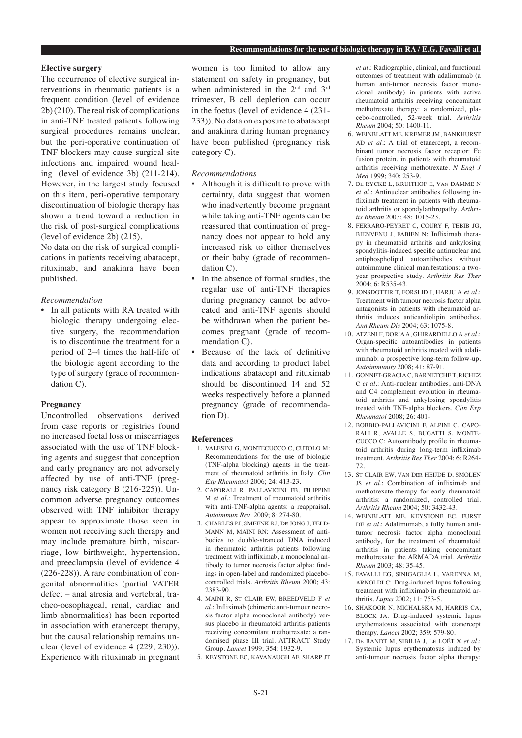### Elective surgery

The occurrence of elective surgical interventions in rheumatic patients is a frequent condition (level of evidence 2b) (210). The real risk of complications in anti-TNF treated patients following surgical procedures remains unclear, but the peri-operative continuation of TNF blockers may cause surgical site infections and impaired wound healing (level of evidence 3b) (211-214). However, in the largest study focused on this item, peri-operative temporary discontinuation of biologic therapy has shown a trend toward a reduction in the risk of post-surgical complications (level of evidence 2b) (215).

No data on the risk of surgical complications in patients receiving abatacept, rituximab, and anakinra have been published.

*Recommendation*

- In all patients with RA treated with biologic therapy undergoing elective surgery, the recommendation is to discontinue the treatment for a period of 2–4 times the half-life of the biologic agent according to the type of surgery (grade of recommendation C).

### Pregnancy

Uncontrolled observations derived from case reports or registries found no increased foetal loss or miscarriages associated with the use of TNF blocking agents and suggest that conception and early pregnancy are not adversely affected by use of anti-TNF (pregnancy risk category B (216-225)). Uncommon adverse pregnancy outcomes observed with TNF inhibitor therapy appear to approximate those seen in women not receiving such therapy and may include premature birth, miscarriage, low birthweight, hypertension, and preeclampsia (level of evidence 4 (226-228)). A rare combination of congenital abnormalities (partial VATER defect – anal atresia and vertebral, tracheo-oesophageal, renal, cardiac and limb abnormalities) has been reported in association with etanercept therapy, but the causal relationship remains unclear (level of evidence 4 (229, 230)). Experience with rituximab in pregnant women is too limited to allow any statement on safety in pregnancy, but when administered in the 2nd and 3rd trimester, B cell depletion can occur in the foetus (level of evidence 4 (231-233)). No data on exposure to abatacept and anakinra during human pregnancy have been published (pregnancy risk category C).

*Recommendations*

- Although it is difficult to prove with certainty, data suggest that women who inadvertently become pregnant while taking anti-TNF agents can be reassured that continuation of pregnancy does not appear to hold any increased risk to either themselves or their baby (grade of recommendation C).
- In the absence of formal studies, the regular use of anti-TNF therapies during pregnancy cannot be advocated and anti-TNF agents should be withdrawn when the patient becomes pregnant (grade of recommendation C).
- Because of the lack of definitive data and according to product label indications abatacept and rituximab should be discontinued 14 and 52 weeks respectively before a planned pregnancy (grade of recommendation D).

### References

1. VALESINI G, MONTECUCCO C, CUTOLO M: Recommendations for the use of biologic (TNF-alpha blocking) agents in the treatment of rheumatoid arthritis in Italy. *Clin Exp Rheumatol* 2006; 24: 413-23.
2. CAPORALI R, PALLAVICINI FB, FILIPPINI M *et al.*: Treatment of rheumatoid arthritis with anti-TNF-alpha agents: a reappraisal. *Autoimmun Rev* 2009; 8: 274-80.
3. CHARLES PJ, SMEENK RJ, DE JONG J, FELDMANN M, MAINI RN: Assessment of antibodies to double-stranded DNA induced in rheumatoid arthritis patients following treatment with infliximab, a monoclonal antibody to tumor necrosis factor alpha: findings in open-label and randomized placebo-controlled trials. *Arthritis Rheum* 2000; 43: 2383-90.
4. MAINI R, ST CLAIR EW, BREEDVELD F *et al.*: Infliximab (chimeric anti-tumour necrosis factor alpha monoclonal antibody) versus placebo in rheumatoid arthritis patients receiving concomitant methotrexate: a randomised phase III trial. ATTRACT Study Group. *Lancet* 1999; 354: 1932-9.
5. KEYSTONE EC, KAVANAUGH AF, SHARP JT *et al.*: Radiographic, clinical, and functional outcomes of treatment with adalimumab (a human anti-tumor necrosis factor monoclonal antibody) in patients with active rheumatoid arthritis receiving concomitant methotrexate therapy: a randomized, placebo-controlled, 52-week trial. *Arthritis Rheum* 2004; 50: 1400-11.
6. WEINBLATT ME, KREMER JM, BANKHURST AD *et al.*: A trial of etanercept, a recombinant tumor necrosis factor receptor: Fc fusion protein, in patients with rheumatoid arthritis receiving methotrexate. *N Engl J Med* 1999; 340: 253-9.
7. DE RYCKE L, KRUITHOF E, VAN DAMME N *et al.*: Antinuclear antibodies following infliximab treatment in patients with rheumatoid arthritis or spondylarthropathy. *Arthritis Rheum* 2003; 48: 1015-23.
8. FERRARO-PEYRET C, COURY F, TEBIB JG, BIENVENU J, FABIEN N: Infliximab therapy in rheumatoid arthritis and ankylosing spondylitis-induced specific antinuclear and antiphospholipid autoantibodies without autoimmune clinical manifestations: a two-year prospective study. *Arthritis Res Ther* 2004; 6: R535-43.
9. JONSDOTTIR T, FORSLID J, HARJU A *et al.*: Treatment with tumour necrosis factor alpha antagonists in patients with rheumatoid arthritis induces anticardiolipin antibodies. *Ann Rheum Dis* 2004; 63: 1075-8.
10. ATZENI F, DORIA A, GHIRARDELLO A *et al.*: Organ-specific autoantibodies in patients with rheumatoid arthritis treated with adalimumab: a prospective long-term follow-up. *Autoimmunity* 2008; 41: 87-91.
11. GONNET-GRACIA C, BARNETCHE T, RICHEZ C *et al.*: Anti-nuclear antibodies, anti-DNA and C4 complement evolution in rheumatoid arthritis and ankylosing spondylitis treated with TNF-alpha blockers. *Clin Exp Rheumatol* 2008; 26: 401-
12. BOBBIO-PALLAVICINI F, ALPINI C, CAPORALI R, AVALLE S, BUGATTI S, MONTECUCCO C: Autoantibody profile in rheumatoid arthritis during long-term infliximab treatment. *Arthritis Res Ther* 2004; 6: R264-72.
13. ST CLAIR EW, VAN DER HEIJDE D, SMOLEN JS *et al.*: Combination of infliximab and methotrexate therapy for early rheumatoid arthritis: a randomized, controlled trial. *Arthritis Rheum* 2004; 50: 3432-43.
14. WEINBLATT ME, KEYSTONE EC, FURST DE *et al.*: Adalimumab, a fully human antitumor necrosis factor alpha monoclonal antibody, for the treatment of rheumatoid arthritis in patients taking concomitant methotrexate: the ARMADA trial. *Arthritis Rheum* 2003; 48: 35-45.
15. FAVALLI EG, SINIGAGLIA L, VARENNA M, ARNOLDI C: Drug-induced lupus following treatment with infliximab in rheumatoid arthritis. *Lupus* 2002; 11: 753-5.
16. SHAKOOR N, MICHALSKA M, HARRIS CA, BLOCK JA: Drug-induced systemic lupus erythematosus associated with etanercept therapy. *Lancet* 2002; 359: 579-80.
17. DE BANDT M, SIBILIA J, LE LOËT X *et al.*: Systemic lupus erythematosus induced by anti-tumour necrosis factor alpha therapy: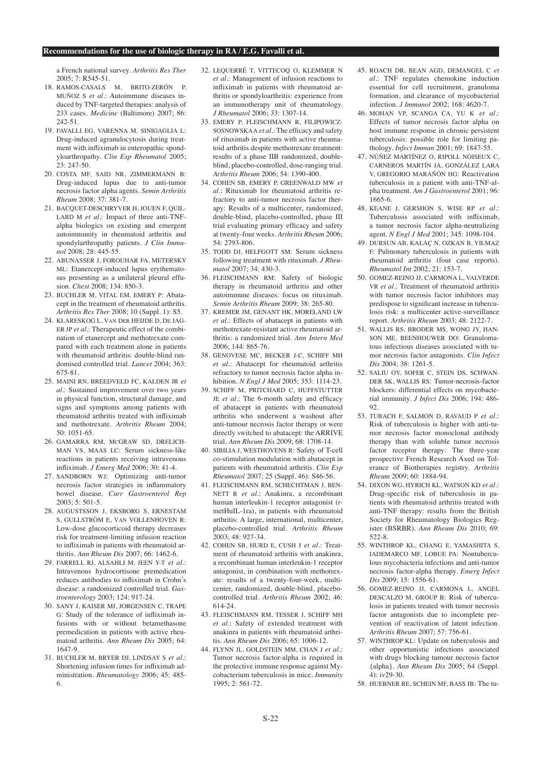a French national survey. *Arthritis Res Ther* 2005; 7: R545-51.

18. RAMOS-CASALS M, BRITO-ZERÓN P, MUÑOZ S *et al.*: Autoimmune diseases induced by TNF-targeted therapies: analysis of 233 cases. *Medicine* (Baltimore) 2007; 86: 242-51.
19. FAVALLI EG, VARENNA M, SINIGAGLIA L: Drug-induced agranulocytosis during treatment with infliximab in enteropathic spondyloarthropathy. *Clin Exp Rheumatol* 2005; 23: 247-50.
20. COSTA MF, SAID NR, ZIMMERMANN B: Drug-induced lupus due to anti-tumor necrosis factor alpha agents. *Semin Arthritis Rheum* 2008; 37: 381-7.
21. BACQUET-DESCHRYVER H, JOUEN F, QUILLARD M *et al.*: Impact of three anti-TNF-alpha biologics on existing and emergent autoimmunity in rheumatoid arthritis and spondylarthropathy patients. *J Clin Immunol* 2008; 28: 445-55.
22. ABUNASSER J, FOROUHAR FA, METERSKY ML: Etanercept-induced lupus erythematosus presenting as a unilateral pleural effusion. *Chest* 2008; 134: 850-3.
23. BUCHLER M, VITAL EM, EMERY P: Abatacept in the treatment of rheumatoid arthritis. *Arthritis Res Ther* 2008; 10 (Suppl. 1): S5.
24. KLARESKOG L, VAN DER HEIJDE D, DE JAGER JP *et al.*: Therapeutic effect of the combination of etanercept and methotrexate compared with each treatment alone in patients with rheumatoid arthritis: double-blind randomised controlled trial. *Lancet* 2004; 363: 675-81.
25. MAINI RN, BREEDVELD FC, KALDEN JR *et al.*: Sustained improvement over two years in physical function, structural damage, and signs and symptoms among patients with rheumatoid arthritis treated with infliximab and methotrexate. *Arthritis Rheum* 2004; 50: 1051-65.
26. GAMARRA RM, MCGRAW SD, DRELICHMAN VS, MAAS LC: Serum sickness-like reactions in patients receiving intravenous infliximab. *J Emerg Med* 2006; 30: 41-4.
27. SANDBORN WJ: Optimizing anti-tumor necrosis factor strategies in inflammatory bowel disease. *Curr Gastroenterol Rep* 2003; 5: 501-5.
28. AUGUSTSSON J, EKSBORG S, ERNESTAM S, GULLSTRÖM E, VAN VOLLENHOVEN R: Low-dose glucocorticoid therapy decreases risk for treatment-limiting infusion reaction to infliximab in patients with rheumatoid arthritis. *Ann Rheum Dis* 2007; 66: 1462-6.
29. FARRELL RJ, ALSAHLI M, JEEN Y-T *et al.*: Intravenous hydrocortisone premedication reduces antibodies to infliximab in Crohn's disease: a randomized controlled trial. *Gastroenterology* 2003; 124: 917-24.
30. SANY J, KAISER MJ, JORGENSEN C, TRAPE G: Study of the tolerance of infliximab infusions with or without betamethasone premedication in patients with active rheumatoid arthritis. *Ann Rheum Dis* 2005; 64: 1647-9.
31. BUCHLER M, BRYER DJ, LINDSAY S *et al.*: Shortening infusion times for infliximab administration. *Rheumatology* 2006; 45: 485-6.
32. LEQUERRÉ T, VITTECOQ O, KLEMMER N *et al.*: Management of infusion reactions to infliximab in patients with rheumatoid arthritis or spondyloarthritis: experience from an immunotherapy unit of rheumatology. *J Rheumatol* 2006; 33: 1307-14.
33. EMERY P, FLEISCHMANN R, FILIPOWICZ-SOSNOWSKA A *et al.*: The efficacy and safety of rituximab in patients with active rheumatoid arthritis despite methotrexate treatment: results of a phase IIB randomized, double-blind, placebo-controlled, dose-ranging trial. *Arthritis Rheum* 2006; 54: 1390-400.
34. COHEN SB, EMERY P, GREENWALD MW *et al.*: Rituximab for rheumatoid arthritis refractory to anti-tumor necrosis factor therapy: Results of a multicenter, randomized, double-blind, placebo-controlled, phase III trial evaluating primary efficacy and safety at twenty-four weeks. *Arthritis Rheum* 2006; 54: 2793-806.
35. TODD DJ, HELFGOTT SM: Serum sickness following treatment with rituximab. *J Rheumatol* 2007; 34: 430-3.
36. FLEISCHMANN RM: Safety of biologic therapy in rheumatoid arthritis and other autoimmune diseases: focus on rituximab. *Semin Arthritis Rheum* 2009; 38: 265-80.
37. KREMER JM, GENANT HK, MORELAND LW *et al.*: Effects of abatacept in patients with methotrexate-resistant active rheumatoid arthritis: a randomized trial. *Ann Intern Med* 2006; 144: 865-76.
38. GENOVESE MC, BECKER J-C, SCHIFF MH *et al.*: Abatacept for rheumatoid arthritis refractory to tumor necrosis factor alpha inhibition. *N Engl J Med* 2005; 353: 1114-23.
39. SCHIFF M, PRITCHARD C, HUFFSTUTTER JE *et al.*: The 6-month safety and efficacy of abatacept in patients with rheumatoid arthritis who underwent a washout after anti-tumour necrosis factor therapy or were directly switched to abatacept: the ARRIVE trial. *Ann Rheum Dis* 2009; 68: 1708-14.
40. SIBILIA J, WESTHOVENS R: Safety of T-cell co-stimulation modulation with abatacept in patients with rheumatoid arthritis. *Clin Exp Rheumatol* 2007; 25 (Suppl. 46): S46-56.
41. FLEISCHMANN RM, SCHECHTMAN J, BENNETT R *et al.*: Anakinra, a recombinant human interleukin-1 receptor antagonist (r-metHuIL-1ra), in patients with rheumatoid arthritis: A large, international, multicenter, placebo-controlled trial. *Arthritis Rheum* 2003; 48: 927-34.
42. COHEN SB, HURD E, CUSH J *et al.*: Treatment of rheumatoid arthritis with anakinra, a recombinant human interleukin-1 receptor antagonist, in combination with methotrexate: results of a twenty-four-week, multicenter, randomized, double-blind, placebo-controlled trial. *Arthritis Rheum* 2002; 46: 614-24.
43. FLEISCHMANN RM, TESSER J, SCHIFF MH *et al.*: Safety of extended treatment with anakinra in patients with rheumatoid arthritis. *Ann Rheum Dis* 2006; 65: 1006-12.
44. FLYNN JL, GOLDSTEIN MM, CHAN J *et al.*: Tumor necrosis factor-alpha is required in the protective immune response against Mycobacterium tuberculosis in mice. *Immunity* 1995; 2: 561-72.
45. ROACH DR, BEAN AGD, DEMANGEL C *et al.*: TNF regulates chemokine induction essential for cell recruitment, granuloma formation, and clearance of mycobacterial infection. *J Immunol* 2002; 168: 4620-7.
46. MOHAN VP, SCANGA CA, YU K *et al.*: Effects of tumor necrosis factor alpha on host immune response in chronic persistent tuberculosis: possible role for limiting pathology. *Infect Immun* 2001; 69: 1847-55.
47. NÚÑEZ MARTÍNEZ O, RIPOLL NOISEUX C, CARNEROS MARTÍN JA, GONZÁLEZ LARA V, GREGORIO MARAÑÓN HG: Reactivation tuberculosis in a patient with anti-TNF-alpha treatment. *Am J Gastroenterol* 2001; 96: 1665-6.
48. KEANE J, GERSHON S, WISE RP *et al.*: Tuberculosis associated with infliximab, a tumor necrosis factor alpha-neutralizing agent. *N Engl J Med* 2001; 345: 1098-104.
49. DURSUN AB, KALAÇ N, OZKAN B, YILMAZ F: Pulmonary tuberculosis in patients with rheumatoid arthritis (four case reports). *Rheumatol Int* 2002; 21: 153-7.
50. GOMEZ-REINO JJ, CARMONA L, VALVERDE VR *et al.*: Treatment of rheumatoid arthritis with tumor necrosis factor inhibitors may predispose to significant increase in tuberculosis risk: a multicenter active-surveillance report. *Arthritis Rheum* 2003; 48: 2122-7.
51. WALLIS RS, BRODER MS, WONG JY, HANSON ME, BEENHOUWER DO: Granulomatous infectious diseases associated with tumor necrosis factor antagonists. *Clin Infect Dis* 2004; 38: 1261-5.
52. SALIU OY, SOFER C, STEIN DS, SCHWANDER SK, WALLIS RS: Tumor-necrosis-factor blockers: differential effects on mycobacterial immunity. *J Infect Dis* 2006; 194: 486-92.
53. TUBACH F, SALMON D, RAVAUD P *et al.*: Risk of tuberculosis is higher with anti-tumor necrosis factor monoclonal antibody therapy than with soluble tumor necrosis factor receptor therapy: The three-year prospective French Research Axed on Tolerance of Biotherapies registry. *Arthritis Rheum* 2009; 60: 1884-94.
54. DIXON WG, HYRICH KL, WATSON KD *et al.*: Drug-specific risk of tuberculosis in patients with rheumatoid arthritis treated with anti-TNF therapy: results from the British Society for Rheumatology Biologics Register (BSRBR). *Ann Rheum Dis* 2010; 69: 522-8.
55. WINTHROP KL, CHANG E, YAMASHITA S, IADEMARCO MF, LOBUE PA: Nontuberculous mycobacteria infections and anti-tumor necrosis factor-alpha therapy. *Emerg Infect Dis* 2009; 15: 1556-61.
56. GOMEZ-REINO JJ, CARMONA L, ANGEL DESCALZO M, GROUP B: Risk of tuberculosis in patients treated with tumor necrosis factor antagonists due to incomplete prevention of reactivation of latent infection. *Arthritis Rheum* 2007; 57: 756-61.
57. WINTHROP KL: Update on tuberculosis and other opportunistic infections associated with drugs blocking tumour necrosis factor {alpha}. *Ann Rheum Dis* 2005; 64 (Suppl. 4): iv29-30.
58. HUEBNER RE, SCHEIN MF, BASS JB: The tu-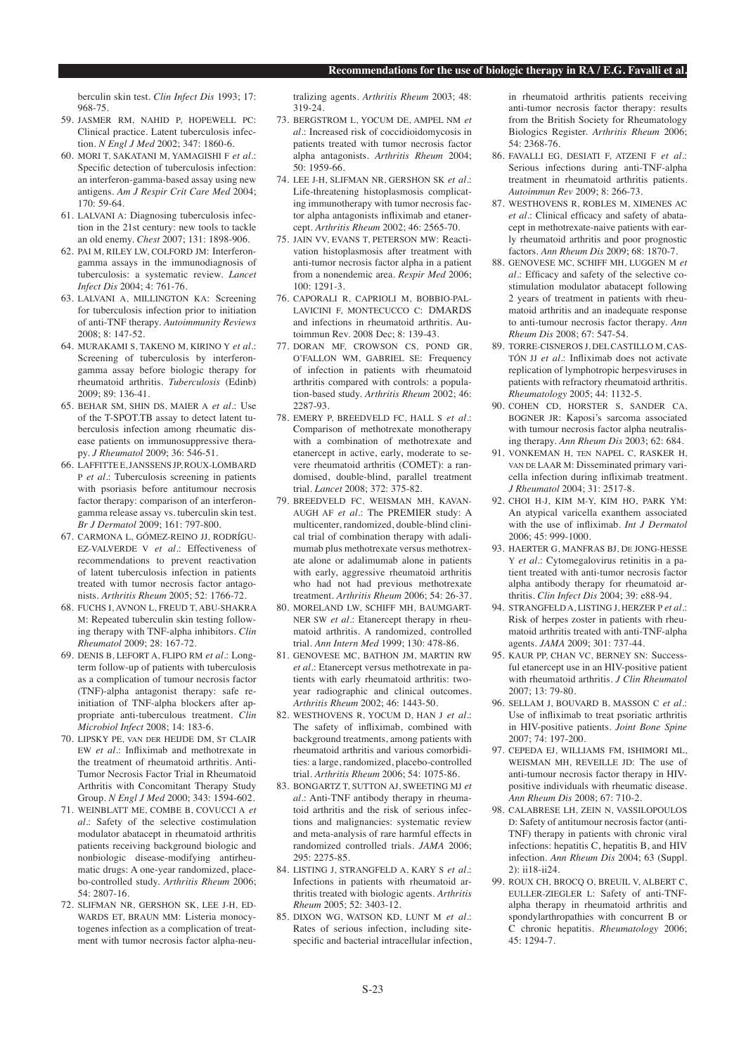berculin skin test. *Clin Infect Dis* 1993; 17: 968-75.

59. JASMER RM, NAHID P, HOPEWELL PC: Clinical practice. Latent tuberculosis infection. *N Engl J Med* 2002; 347: 1860-6.
60. MORI T, SAKATANI M, YAMAGISHI F *et al*.: Specific detection of tuberculosis infection: an interferon-gamma-based assay using new antigens. *Am J Respir Crit Care Med* 2004; 170: 59-64.
61. LALVANI A: Diagnosing tuberculosis infection in the 21st century: new tools to tackle an old enemy. *Chest* 2007; 131: 1898-906.
62. PAI M, RILEY LW, COLFORD JM: Interferon-gamma assays in the immunodiagnosis of tuberculosis: a systematic review. *Lancet Infect Dis* 2004; 4: 761-76.
63. LALVANI A, MILLINGTON KA: Screening for tuberculosis infection prior to initiation of anti-TNF therapy. *Autoimmunity Reviews* 2008; 8: 147-52.
64. MURAKAMI S, TAKENO M, KIRINO Y *et al*.: Screening of tuberculosis by interferon-gamma assay before biologic therapy for rheumatoid arthritis. *Tuberculosis* (Edinb) 2009; 89: 136-41.
65. BEHAR SM, SHIN DS, MAIER A *et al*.: Use of the T-SPOT.TB assay to detect latent tuberculosis infection among rheumatic disease patients on immunosuppressive therapy. *J Rheumatol* 2009; 36: 546-51.
66. LAFFITTE E, JANSSENS JP, ROUX-LOMBARD P *et al*.: Tuberculosis screening in patients with psoriasis before antitumour necrosis factor therapy: comparison of an interferon-gamma release assay vs. tuberculin skin test. *Br J Dermatol* 2009; 161: 797-800.
67. CARMONA L, GÓMEZ-REINO JJ, RODRÍGUEZ-VALVERDE V *et al*.: Effectiveness of recommendations to prevent reactivation of latent tuberculosis infection in patients treated with tumor necrosis factor antagonists. *Arthritis Rheum* 2005; 52: 1766-72.
68. FUCHS I, AVNON L, FREUD T, ABU-SHAKRA M: Repeated tuberculin skin testing following therapy with TNF-alpha inhibitors. *Clin Rheumatol* 2009; 28: 167-72.
69. DENIS B, LEFORT A, FLIPO RM *et al*.: Long-term follow-up of patients with tuberculosis as a complication of tumour necrosis factor (TNF)-alpha antagonist therapy: safe re-initiation of TNF-alpha blockers after appropriate anti-tuberculous treatment. *Clin Microbiol Infect* 2008; 14: 183-6.
70. LIPSKY PE, VAN DER HEIJDE DM, ST CLAIR EW *et al*.: Infliximab and methotrexate in the treatment of rheumatoid arthritis. Anti-Tumor Necrosis Factor Trial in Rheumatoid Arthritis with Concomitant Therapy Study Group. *N Engl J Med* 2000; 343: 1594-602.
71. WEINBLATT ME, COMBE B, COVUCCI A *et al*.: Safety of the selective costimulation modulator abatacept in rheumatoid arthritis patients receiving background biologic and nonbiologic disease-modifying antirheumatic drugs: A one-year randomized, placebo-controlled study. *Arthritis Rheum* 2006; 54: 2807-16.
72. SLIFMAN NR, GERSHON SK, LEE J-H, EDWARDS ET, BRAUN MM: Listeria monocytogenes infection as a complication of treatment with tumor necrosis factor alpha-neutralizing agents. *Arthritis Rheum* 2003; 48: 319-24.
73. BERGSTROM L, YOCUM DE, AMPEL NM *et al*.: Increased risk of coccidioidomycosis in patients treated with tumor necrosis factor alpha antagonists. *Arthritis Rheum* 2004; 50: 1959-66.
74. LEE J-H, SLIFMAN NR, GERSHON SK *et al*.: Life-threatening histoplasmosis complicating immunotherapy with tumor necrosis factor alpha antagonists infliximab and etanercept. *Arthritis Rheum* 2002; 46: 2565-70.
75. JAIN VV, EVANS T, PETERSON MW: Reactivation histoplasmosis after treatment with anti-tumor necrosis factor alpha in a patient from a nonendemic area. *Respir Med* 2006; 100: 1291-3.
76. CAPORALI R, CAPRIOLI M, BOBBIO-PALLAVICINI F, MONTECUCCO C: DMARDS and infections in rheumatoid arthritis. Autoimmun Rev. 2008 Dec; 8: 139-43.
77. DORAN MF, CROWSON CS, POND GR, O'FALLON WM, GABRIEL SE: Frequency of infection in patients with rheumatoid arthritis compared with controls: a population-based study. *Arthritis Rheum* 2002; 46: 2287-93.
78. EMERY P, BREEDVELD FC, HALL S *et al*.: Comparison of methotrexate monotherapy with a combination of methotrexate and etanercept in active, early, moderate to severe rheumatoid arthritis (COMET): a randomised, double-blind, parallel treatment trial. *Lancet* 2008; 372: 375-82.
79. BREEDVELD FC, WEISMAN MH, KAVANAUGH AF *et al*.: The PREMIER study: A multicenter, randomized, double-blind clinical trial of combination therapy with adalimumab plus methotrexate versus methotrexate alone or adalimumab alone in patients with early, aggressive rheumatoid arthritis who had not had previous methotrexate treatment. *Arthritis Rheum* 2006; 54: 26-37.
80. MORELAND LW, SCHIFF MH, BAUMGARTNER SW *et al*.: Etanercept therapy in rheumatoid arthritis. A randomized, controlled trial. *Ann Intern Med* 1999; 130: 478-86.
81. GENOVESE MC, BATHON JM, MARTIN RW *et al*.: Etanercept versus methotrexate in patients with early rheumatoid arthritis: two-year radiographic and clinical outcomes. *Arthritis Rheum* 2002; 46: 1443-50.
82. WESTHOVENS R, YOCUM D, HAN J *et al*.: The safety of infliximab, combined with background treatments, among patients with rheumatoid arthritis and various comorbidities: a large, randomized, placebo-controlled trial. *Arthritis Rheum* 2006; 54: 1075-86.
83. BONGARTZ T, SUTTON AJ, SWEETING MJ *et al*.: Anti-TNF antibody therapy in rheumatoid arthritis and the risk of serious infections and malignancies: systematic review and meta-analysis of rare harmful effects in randomized controlled trials. *JAMA* 2006; 295: 2275-85.
84. LISTING J, STRANGFELD A, KARY S *et al*.: Infections in patients with rheumatoid arthritis treated with biologic agents. *Arthritis Rheum* 2005; 52: 3403-12.
85. DIXON WG, WATSON KD, LUNT M *et al*.: Rates of serious infection, including site-specific and bacterial intracellular infection, in rheumatoid arthritis patients receiving anti-tumor necrosis factor therapy: results from the British Society for Rheumatology Biologics Register. *Arthritis Rheum* 2006; 54: 2368-76.
86. FAVALLI EG, DESIATI F, ATZENI F *et al*.: Serious infections during anti-TNF-alpha treatment in rheumatoid arthritis patients. *Autoimmun Rev* 2009; 8: 266-73.
87. WESTHOVENS R, ROBLES M, XIMENES AC *et al*.: Clinical efficacy and safety of abatacept in methotrexate-naive patients with early rheumatoid arthritis and poor prognostic factors. *Ann Rheum Dis* 2009; 68: 1870-7.
88. GENOVESE MC, SCHIFF MH, LUGGEN M *et al*.: Efficacy and safety of the selective co-stimulation modulator abatacept following 2 years of treatment in patients with rheumatoid arthritis and an inadequate response to anti-tumour necrosis factor therapy. *Ann Rheum Dis* 2008; 67: 547-54.
89. TORRE-CISNEROS J, DEL CASTILLO M, CASTÓN JJ *et al*.: Infliximab does not activate replication of lymphotropic herpesviruses in patients with refractory rheumatoid arthritis. *Rheumatology* 2005; 44: 1132-5.
90. COHEN CD, HORSTER S, SANDER CA, BOGNER JR: Kaposi's sarcoma associated with tumour necrosis factor alpha neutralising therapy. *Ann Rheum Dis* 2003; 62: 684.
91. VONKEMAN H, TEN NAPEL C, RASKER H, VAN DE LAAR M: Disseminated primary varicella infection during infliximab treatment. *J Rheumatol* 2004; 31: 2517-8.
92. CHOI H-J, KIM M-Y, KIM HO, PARK YM: An atypical varicella exanthem associated with the use of infliximab. *Int J Dermatol* 2006; 45: 999-1000.
93. HAERTER G, MANFRAS BJ, DE JONG-HESSE Y *et al*.: Cytomegalovirus retinitis in a patient treated with anti-tumor necrosis factor alpha antibody therapy for rheumatoid arthritis. *Clin Infect Dis* 2004; 39: e88-94.
94. STRANGFELD A, LISTING J, HERZER P *et al*.: Risk of herpes zoster in patients with rheumatoid arthritis treated with anti-TNF-alpha agents. *JAMA* 2009; 301: 737-44.
95. KAUR PP, CHAN VC, BERNEY SN: Successful etanercept use in an HIV-positive patient with rheumatoid arthritis. *J Clin Rheumatol* 2007; 13: 79-80.
96. SELLAM J, BOUVARD B, MASSON C *et al*.: Use of infliximab to treat psoriatic arthritis in HIV-positive patients. *Joint Bone Spine* 2007; 74: 197-200.
97. CEPEDA EJ, WILLIAMS FM, ISHIMORI ML, WEISMAN MH, REVEILLE JD: The use of anti-tumour necrosis factor therapy in HIV-positive individuals with rheumatic disease. *Ann Rheum Dis* 2008; 67: 710-2.
98. CALABRESE LH, ZEIN N, VASSILOPOULOS D: Safety of antitumour necrosis factor (anti-TNF) therapy in patients with chronic viral infections: hepatitis C, hepatitis B, and HIV infection. *Ann Rheum Dis* 2004; 63 (Suppl. 2): ii18-ii24.
99. ROUX CH, BROCQ O, BREUIL V, ALBERT C, EULLER-ZIEGLER L: Safety of anti-TNF-alpha therapy in rheumatoid arthritis and spondylarthropathies with concurrent B or C chronic hepatitis. *Rheumatology* 2006; 45: 1294-7.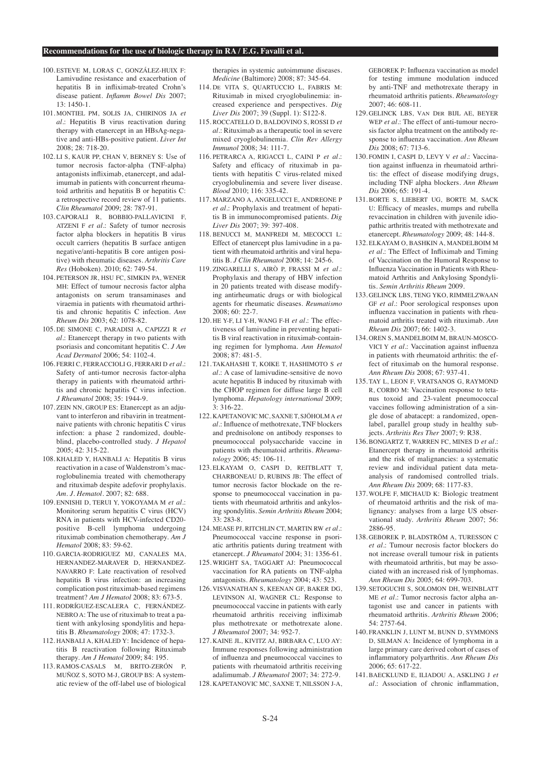100. ESTEVE M, LORAS C, GONZÁLEZ-HUIX F: Lamivudine resistance and exacerbation of hepatitis B in infliximab-treated Crohn's disease patient. *Inflamm Bowel Dis* 2007; 13: 1450-1.

101. MONTIEL PM, SOLIS JA, CHIRINOS JA *et al.*: Hepatitis B virus reactivation during therapy with etanercept in an HBsAg-negative and anti-HBs-positive patient. *Liver Int* 2008; 28: 718-20.

102. LI S, KAUR PP, CHAN V, BERNEY S: Use of tumor necrosis factor-alpha (TNF-alpha) antagonists infliximab, etanercept, and adalimumab in patients with concurrent rheumatoid arthritis and hepatitis B or hepatitis C: a retrospective record review of 11 patients. *Clin Rheumatol* 2009; 28: 787-91.

103. CAPORALI R, BOBBIO-PALLAVICINI F, ATZENI F *et al.*: Safety of tumor necrosis factor alpha blockers in hepatitis B virus occult carriers (hepatitis B surface antigen negative/anti-hepatitis B core antigen positive) with rheumatic diseases. *Arthritis Care Res* (Hoboken). 2010; 62: 749-54.

104. PETERSON JR, HSU FC, SIMKIN PA, WENER MH: Effect of tumour necrosis factor alpha antagonists on serum transaminases and viraemia in patients with rheumatoid arthritis and chronic hepatitis C infection. *Ann Rheum Dis* 2003; 62: 1078-82.

105. DE SIMONE C, PARADISI A, CAPIZZI R *et al.*: Etanercept therapy in two patients with psoriasis and concomitant hepatitis C. *J Am Acad Dermatol* 2006; 54: 1102-4.

106. FERRI C, FERRACCIOLI G, FERRARI D *et al.*: Safety of anti-tumor necrosis factor-alpha therapy in patients with rheumatoid arthritis and chronic hepatitis C virus infection. *J Rheumatol* 2008; 35: 1944-9.

107. ZEIN NN, GROUP ES: Etanercept as an adjuvant to interferon and ribavirin in treatment-naive patients with chronic hepatitis C virus infection: a phase 2 randomized, double-blind, placebo-controlled study. *J Hepatol* 2005; 42: 315-22.

108. KHALED Y, HANBALI A: Hepatitis B virus reactivation in a case of Waldenstrom's macroglobulinemia treated with chemotherapy and rituximab despite adefovir prophylaxis. *Am. J. Hematol*. 2007; 82: 688.

109. ENNISHI D, TERUI Y, YOKOYAMA M *et al.*: Monitoring serum hepatitis C virus (HCV) RNA in patients with HCV-infected CD20-positive B-cell lymphoma undergoing rituximab combination chemotherapy. *Am J Hematol* 2008; 83: 59-62.

110. GARCIA-RODRIGUEZ MJ, CANALES MA, HERNANDEZ-MARAVER D, HERNANDEZ-NAVARRO F: Late reactivation of resolved hepatitis B virus infection: an increasing complication post rituximab-based regimens treatment? *Am J Hematol* 2008; 83: 673-5.

111. RODRÍGUEZ-ESCALERA C, FERNÁNDEZ-NEBRO A: The use of rituximab to treat a patient with ankylosing spondylitis and hepatitis B. *Rheumatology* 2008; 47: 1732-3.

112. HANBALI A, KHALED Y: Incidence of hepatitis B reactivation following Rituximab therapy. *Am J Hematol* 2009; 84: 195.

113. RAMOS-CASALS M, BRITO-ZERÓN P, MUÑOZ S, SOTO M-J, GROUP BS: A systematic review of the off-label use of biological therapies in systemic autoimmune diseases. *Medicine* (Baltimore) 2008; 87: 345-64.

114. DE VITA S, QUARTUCCIO L, FABRIS M: Rituximab in mixed cryoglobulinemia: increased experience and perspectives. *Dig Liver Dis* 2007; 39 (Suppl. 1): S122-8.

115. ROCCATELLO D, BALDOVINO S, ROSSI D *et al.*: Rituximab as a therapeutic tool in severe mixed cryoglobulinemia. *Clin Rev Allergy Immunol* 2008; 34: 111-7.

116. PETRARCA A, RIGACCI L, CAINI P *et al.*: Safety and efficacy of rituximab in patients with hepatitis C virus-related mixed cryoglobulinemia and severe liver disease. *Blood* 2010; 116: 335-42.

117. MARZANO A, ANGELUCCI E, ANDREONE P *et al.*: Prophylaxis and treatment of hepatitis B in immunocompromised patients. *Dig Liver Dis* 2007; 39: 397-408.

118. BENUCCI M, MANFREDI M, MECOCCI L: Effect of etanercept plus lamivudine in a patient with rheumatoid arthritis and viral hepatitis B. *J Clin Rheumatol* 2008; 14: 245-6.

119. ZINGARELLI S, AIRÒ P, FRASSI M *et al.*: Prophylaxis and therapy of HBV infection in 20 patients treated with disease modifying antirheumatic drugs or with biological agents for rheumatic diseases. *Reumatismo* 2008; 60: 22-7.

120. HE Y-F, LI Y-H, WANG F-H *et al.*: The effectiveness of lamivudine in preventing hepatitis B viral reactivation in rituximab-containing regimen for lymphoma. *Ann Hematol* 2008; 87: 481-5.

121. TAKAHASHI T, KOIKE T, HASHIMOTO S *et al.*: A case of lamivudine-sensitive de novo acute hepatitis B induced by rituximab with the CHOP regimen for diffuse large B cell lymphoma. *Hepatology international* 2009; 3: 316-22.

122. KAPETANOVIC MC, SAXNE T, SJÖHOLM A *et al.*: Influence of methotrexate, TNF blockers and prednisolone on antibody responses to pneumococcal polysaccharide vaccine in patients with rheumatoid arthritis. *Rheumatology* 2006; 45: 106-11.

123. ELKAYAM O, CASPI D, REITBLATT T, CHARBONEAU D, RUBINS JB: The effect of tumor necrosis factor blockade on the response to pneumococcal vaccination in patients with rheumatoid arthritis and ankylosing spondylitis. *Semin Arthritis Rheum* 2004; 33: 283-8.

124. MEASE PJ, RITCHLIN CT, MARTIN RW *et al.*: Pneumococcal vaccine response in psoriatic arthritis patients during treatment with etanercept. *J Rheumatol* 2004; 31: 1356-61.

125. WRIGHT SA, TAGGART AJ: Pneumococcal vaccination for RA patients on TNF-alpha antagonists. *Rheumatology* 2004; 43: 523.

126. VISVANATHAN S, KEENAN GF, BAKER DG, LEVINSON AI, WAGNER CL: Response to pneumococcal vaccine in patients with early rheumatoid arthritis receiving infliximab plus methotrexate or methotrexate alone. *J Rheumatol* 2007; 34: 952-7.

127. KAINE JL, KIVITZ AJ, BIRBARA C, LUO AY: Immune responses following administration of influenza and pneumococcal vaccines to patients with rheumatoid arthritis receiving adalimumab. *J Rheumatol* 2007; 34: 272-9.

128. KAPETANOVIC MC, SAXNE T, NILSSON J-A, GEBOREK P: Influenza vaccination as model for testing immune modulation induced by anti-TNF and methotrexate therapy in rheumatoid arthritis patients. *Rheumatology* 2007; 46: 608-11.

129. GELINCK LBS, VAN DER BIJL AE, BEYER WEP *et al.*: The effect of anti-tumour necrosis factor alpha treatment on the antibody response to influenza vaccination. *Ann Rheum Dis* 2008; 67: 713-6.

130. FOMIN I, CASPI D, LEVY V *et al.*: Vaccination against influenza in rheumatoid arthritis: the effect of disease modifying drugs, including TNF alpha blockers. *Ann Rheum Dis* 2006; 65: 191-4.

131. BORTE S, LIEBERT UG, BORTE M, SACK U: Efficacy of measles, mumps and rubella revaccination in children with juvenile idiopathic arthritis treated with methotrexate and etanercept. *Rheumatology* 2009; 48: 144-8.

132. ELKAYAM O, BASHKIN A, MANDELBOIM M *et al.*: The Effect of Infliximab and Timing of Vaccination on the Humoral Response to Influenza Vaccination in Patients with Rheumatoid Arthritis and Ankylosing Spondylitis. *Semin Arthritis Rheum* 2009.

133. GELINCK LBS, TENG YKO, RIMMELZWAAN GF *et al.*: Poor serological responses upon influenza vaccination in patients with rheumatoid arthritis treated with rituximab. *Ann Rheum Dis* 2007; 66: 1402-3.

134. OREN S, MANDELBOIM M, BRAUN-MOSCOVICI Y *et al.*: Vaccination against influenza in patients with rheumatoid arthritis: the effect of rituximab on the humoral response. *Ann Rheum Dis* 2008; 67: 937-41.

135. TAY L, LEON F, VRATSANOS G, RAYMOND R, CORBO M: Vaccination response to tetanus toxoid and 23-valent pneumococcal vaccines following administration of a single dose of abatacept: a randomized, open-label, parallel group study in healthy subjects. *Arthritis Res Ther* 2007; 9: R38.

136. BONGARTZ T, WARREN FC, MINES D *et al.*: Etanercept therapy in rheumatoid arthritis and the risk of malignancies: a systematic review and individual patient data meta-analysis of randomised controlled trials. *Ann Rheum Dis* 2009; 68: 1177-83.

137. WOLFE F, MICHAUD K: Biologic treatment of rheumatoid arthritis and the risk of malignancy: analyses from a large US observational study. *Arthritis Rheum* 2007; 56: 2886-95.

138. GEBOREK P, BLADSTRÖM A, TURESSON C *et al.*: Tumour necrosis factor blockers do not increase overall tumour risk in patients with rheumatoid arthritis, but may be associated with an increased risk of lymphomas. *Ann Rheum Dis* 2005; 64: 699-703.

139. SETOGUCHI S, SOLOMON DH, WEINBLATT ME *et al.*: Tumor necrosis factor alpha antagonist use and cancer in patients with rheumatoid arthritis. *Arthritis Rheum* 2006; 54: 2757-64.

140. FRANKLIN J, LUNT M, BUNN D, SYMMONS D, SILMAN A: Incidence of lymphoma in a large primary care derived cohort of cases of inflammatory polyarthritis. *Ann Rheum Dis* 2006; 65: 617-22.

141. BAECKLUND E, ILIADOU A, ASKLING J *et al.*: Association of chronic inflammation,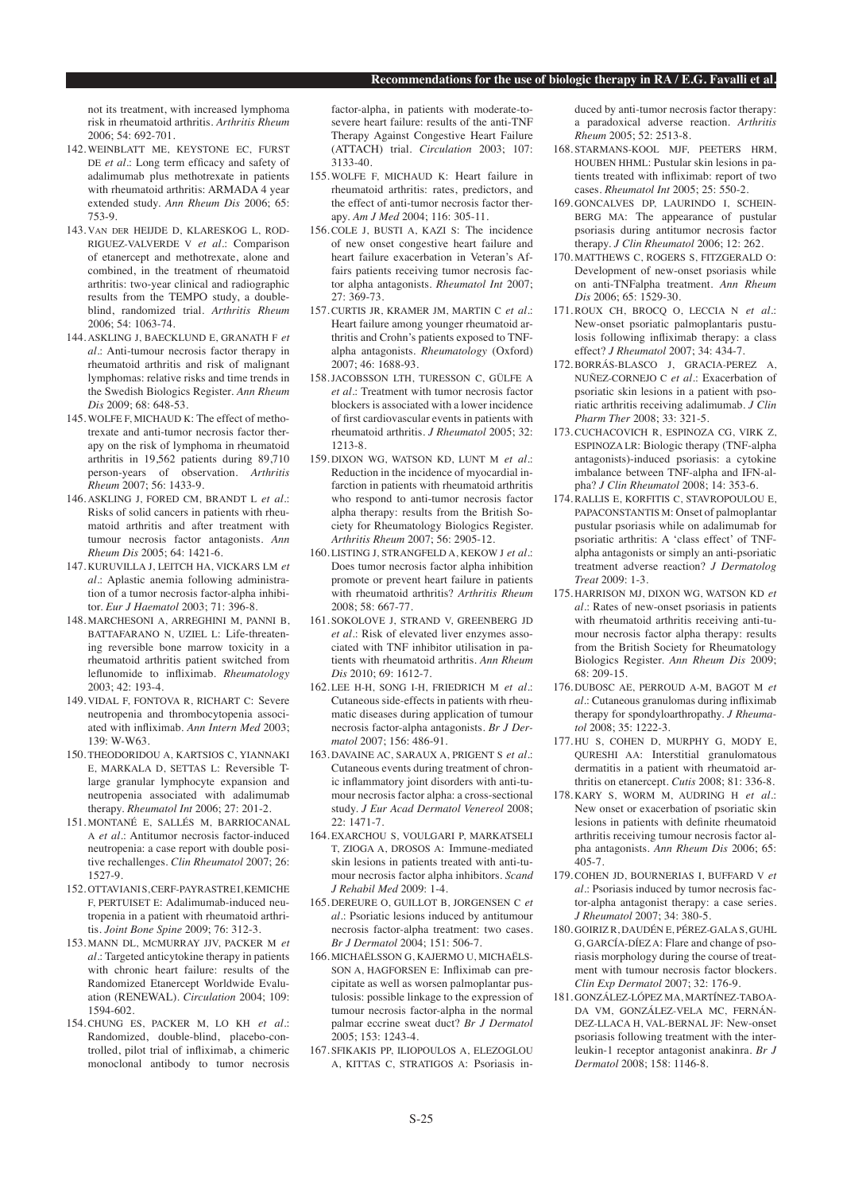not its treatment, with increased lymphoma risk in rheumatoid arthritis. *Arthritis Rheum* 2006; 54: 692-701.

142. WEINBLATT ME, KEYSTONE EC, FURST DE *et al*.: Long term efficacy and safety of adalimumab plus methotrexate in patients with rheumatoid arthritis: ARMADA 4 year extended study. *Ann Rheum Dis* 2006; 65: 753-9.
143. VAN DER HEIJDE D, KLARESKOG L, RODRIGUEZ-VALVERDE V *et al*.: Comparison of etanercept and methotrexate, alone and combined, in the treatment of rheumatoid arthritis: two-year clinical and radiographic results from the TEMPO study, a double-blind, randomized trial. *Arthritis Rheum* 2006; 54: 1063-74.
144. ASKLING J, BAECKLUND E, GRANATH F *et al*.: Anti-tumour necrosis factor therapy in rheumatoid arthritis and risk of malignant lymphomas: relative risks and time trends in the Swedish Biologics Register. *Ann Rheum Dis* 2009; 68: 648-53.
145. WOLFE F, MICHAUD K: The effect of methotrexate and anti-tumor necrosis factor therapy on the risk of lymphoma in rheumatoid arthritis in 19,562 patients during 89,710 person-years of observation. *Arthritis Rheum* 2007; 56: 1433-9.
146. ASKLING J, FORED CM, BRANDT L *et al*.: Risks of solid cancers in patients with rheumatoid arthritis and after treatment with tumour necrosis factor antagonists. *Ann Rheum Dis* 2005; 64: 1421-6.
147. KURUVILLA J, LEITCH HA, VICKARS LM *et al*.: Aplastic anemia following administration of a tumor necrosis factor-alpha inhibitor. *Eur J Haematol* 2003; 71: 396-8.
148. MARCHESONI A, ARREGHINI M, PANNI B, BATTAFARANO N, UZIEL L: Life-threatening reversible bone marrow toxicity in a rheumatoid arthritis patient switched from leflunomide to infliximab. *Rheumatology* 2003; 42: 193-4.
149. VIDAL F, FONTOVA R, RICHART C: Severe neutropenia and thrombocytopenia associated with infliximab. *Ann Intern Med* 2003; 139: W-W63.
150. THEODORIDOU A, KARTSIOS C, YIANNAKI E, MARKALA D, SETTAS L: Reversible T-large granular lymphocyte expansion and neutropenia associated with adalimumab therapy. *Rheumatol Int* 2006; 27: 201-2.
151. MONTANÉ E, SALLÉS M, BARRIOCANAL A *et al*.: Antitumor necrosis factor-induced neutropenia: a case report with double positive rechallenges. *Clin Rheumatol* 2007; 26: 1527-9.
152. OTTAVIANI S, CERF-PAYRASTRE I, KEMICHE F, PERTUISET E: Adalimumab-induced neutropenia in a patient with rheumatoid arthritis. *Joint Bone Spine* 2009; 76: 312-3.
153. MANN DL, MCMURRAY JJV, PACKER M *et al*.: Targeted anticytokine therapy in patients with chronic heart failure: results of the Randomized Etanercept Worldwide Evaluation (RENEWAL). *Circulation* 2004; 109: 1594-602.
154. CHUNG ES, PACKER M, LO KH *et al*.: Randomized, double-blind, placebo-controlled, pilot trial of infliximab, a chimeric monoclonal antibody to tumor necrosis factor-alpha, in patients with moderate-to-severe heart failure: results of the anti-TNF Therapy Against Congestive Heart Failure (ATTACH) trial. *Circulation* 2003; 107: 3133-40.
155. WOLFE F, MICHAUD K: Heart failure in rheumatoid arthritis: rates, predictors, and the effect of anti-tumor necrosis factor therapy. *Am J Med* 2004; 116: 305-11.
156. COLE J, BUSTI A, KAZI S: The incidence of new onset congestive heart failure and heart failure exacerbation in Veteran's Affairs patients receiving tumor necrosis factor alpha antagonists. *Rheumatol Int* 2007; 27: 369-73.
157. CURTIS JR, KRAMER JM, MARTIN C *et al*.: Heart failure among younger rheumatoid arthritis and Crohn's patients exposed to TNF-alpha antagonists. *Rheumatology* (Oxford) 2007; 46: 1688-93.
158. JACOBSSON LTH, TURESSON C, GÜLFE A *et al*.: Treatment with tumor necrosis factor blockers is associated with a lower incidence of first cardiovascular events in patients with rheumatoid arthritis. *J Rheumatol* 2005; 32: 1213-8.
159. DIXON WG, WATSON KD, LUNT M *et al*.: Reduction in the incidence of myocardial infarction in patients with rheumatoid arthritis who respond to anti-tumor necrosis factor alpha therapy: results from the British Society for Rheumatology Biologics Register. *Arthritis Rheum* 2007; 56: 2905-12.
160. LISTING J, STRANGFELD A, KEKOW J *et al*.: Does tumor necrosis factor alpha inhibition promote or prevent heart failure in patients with rheumatoid arthritis? *Arthritis Rheum* 2008; 58: 667-77.
161. SOKOLOVE J, STRAND V, GREENBERG JD *et al*.: Risk of elevated liver enzymes associated with TNF inhibitor utilisation in patients with rheumatoid arthritis. *Ann Rheum Dis* 2010; 69: 1612-7.
162. LEE H-H, SONG I-H, FRIEDRICH M *et al*.: Cutaneous side-effects in patients with rheumatic diseases during application of tumour necrosis factor-alpha antagonists. *Br J Dermatol* 2007; 156: 486-91.
163. DAVAINE AC, SARAUX A, PRIGENT S *et al*.: Cutaneous events during treatment of chronic inflammatory joint disorders with anti-tumour necrosis factor alpha: a cross-sectional study. *J Eur Acad Dermatol Venereol* 2008; 22: 1471-7.
164. EXARCHOU S, VOULGARI P, MARKATSELI T, ZIOGA A, DROSOS A: Immune-mediated skin lesions in patients treated with anti-tumour necrosis factor alpha inhibitors. *Scand J Rehabil Med* 2009: 1-4.
165. DEREURE O, GUILLOT B, JORGENSEN C *et al*.: Psoriatic lesions induced by antitumour necrosis factor-alpha treatment: two cases. *Br J Dermatol* 2004; 151: 506-7.
166. MICHAËLSSON G, KAJERMO U, MICHAËLSSON A, HAGFORSEN E: Infliximab can precipitate as well as worsen palmoplantar pustulosis: possible linkage to the expression of tumour necrosis factor-alpha in the normal palmar eccrine sweat duct? *Br J Dermatol* 2005; 153: 1243-4.
167. SFIKAKIS PP, ILIOPOULOS A, ELEZOGLOU A, KITTAS C, STRATIGOS A: Psoriasis induced by anti-tumor necrosis factor therapy: a paradoxical adverse reaction. *Arthritis Rheum* 2005; 52: 2513-8.
168. STARMANS-KOOL MJF, PEETERS HRM, HOUBEN HHML: Pustular skin lesions in patients treated with infliximab: report of two cases. *Rheumatol Int* 2005; 25: 550-2.
169. GONCALVES DP, LAURINDO I, SCHEINBERG MA: The appearance of pustular psoriasis during antitumor necrosis factor therapy. *J Clin Rheumatol* 2006; 12: 262.
170. MATTHEWS C, ROGERS S, FITZGERALD O: Development of new-onset psoriasis while on anti-TNFalpha treatment. *Ann Rheum Dis* 2006; 65: 1529-30.
171. ROUX CH, BROCQ O, LECCIA N *et al*.: New-onset psoriatic palmoplantaris pustulosis following infliximab therapy: a class effect? *J Rheumatol* 2007; 34: 434-7.
172. BORRÁS-BLASCO J, GRACIA-PEREZ A, NUÑEZ-CORNEJO C *et al*.: Exacerbation of psoriatic skin lesions in a patient with psoriatic arthritis receiving adalimumab. *J Clin Pharm Ther* 2008; 33: 321-5.
173. CUCHACOVICH R, ESPINOZA CG, VIRK Z, ESPINOZA LR: Biologic therapy (TNF-alpha antagonists)-induced psoriasis: a cytokine imbalance between TNF-alpha and IFN-alpha? *J Clin Rheumatol* 2008; 14: 353-6.
174. RALLIS E, KORFITIS C, STAVROPOULOU E, PAPACONSTANTIS M: Onset of palmoplantar pustular psoriasis while on adalimumab for psoriatic arthritis: A 'class effect' of TNF-alpha antagonists or simply an anti-psoriatic treatment adverse reaction? *J Dermatolog Treat* 2009: 1-3.
175. HARRISON MJ, DIXON WG, WATSON KD *et al*.: Rates of new-onset psoriasis in patients with rheumatoid arthritis receiving anti-tumour necrosis factor alpha therapy: results from the British Society for Rheumatology Biologics Register. *Ann Rheum Dis* 2009; 68: 209-15.
176. DUBOSC AE, PERROUD A-M, BAGOT M *et al*.: Cutaneous granulomas during infliximab therapy for spondyloarthropathy. *J Rheumatol* 2008; 35: 1222-3.
177. HU S, COHEN D, MURPHY G, MODY E, QURESHI AA: Interstitial granulomatous dermatitis in a patient with rheumatoid arthritis on etanercept. *Cutis* 2008; 81: 336-8.
178. KARY S, WORM M, AUDRING H *et al*.: New onset or exacerbation of psoriatic skin lesions in patients with definite rheumatoid arthritis receiving tumour necrosis factor alpha antagonists. *Ann Rheum Dis* 2006; 65: 405-7.
179. COHEN JD, BOURNERIAS I, BUFFARD V *et al*.: Psoriasis induced by tumor necrosis factor-alpha antagonist therapy: a case series. *J Rheumatol* 2007; 34: 380-5.
180. GOIRIZ R, DAUDÉN E, PÉREZ-GALA S, GUHL G, GARCÍA-DÍEZ A: Flare and change of psoriasis morphology during the course of treatment with tumour necrosis factor blockers. *Clin Exp Dermatol* 2007; 32: 176-9.
181. GONZÁLEZ-LÓPEZ MA, MARTÍNEZ-TABOADA VM, GONZÁLEZ-VELA MC, FERNÁNDEZ-LLACA H, VAL-BERNAL JF: New-onset psoriasis following treatment with the interleukin-1 receptor antagonist anakinra. *Br J Dermatol* 2008; 158: 1146-8.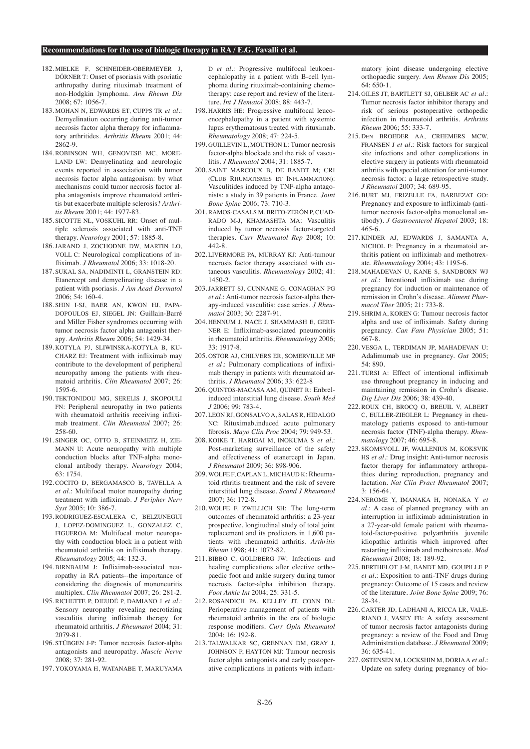182. MIELKE F, SCHNEIDER-OBERMEYER J, DÖRNER T: Onset of psoriasis with psoriatic arthropathy during rituximab treatment of non-Hodgkin lymphoma. *Ann Rheum Dis* 2008; 67: 1056-7.
183. MOHAN N, EDWARDS ET, CUPPS TR *et al.*: Demyelination occurring during anti-tumor necrosis factor alpha therapy for inflammatory arthritides. *Arthritis Rheum* 2001; 44: 2862-9.
184. ROBINSON WH, GENOVESE MC, MORELAND LW: Demyelinating and neurologic events reported in association with tumor necrosis factor alpha antagonism: by what mechanisms could tumor necrosis factor alpha antagonists improve rheumatoid arthritis but exacerbate multiple sclerosis? *Arthritis Rheum* 2001; 44: 1977-83.
185. SICOTTE NL, VOSKUHL RR: Onset of multiple sclerosis associated with anti-TNF therapy. *Neurology* 2001; 57: 1885-8.
186. JARAND J, ZOCHODNE DW, MARTIN LO, VOLL C: Neurological complications of infliximab. *J Rheumatol* 2006; 33: 1018-20.
187. SUKAL SA, NADIMINTI L, GRANSTEIN RD: Etanercept and demyelinating disease in a patient with psoriasis. *J Am Acad Dermatol* 2006; 54: 160-4.
188. SHIN I-SJ, BAER AN, KWON HJ, PAPADOPOULOS EJ, SIEGEL JN: Guillain-Barré and Miller Fisher syndromes occurring with tumor necrosis factor alpha antagonist therapy. *Arthritis Rheum* 2006; 54: 1429-34.
189. KOTYLA PJ, SLIWINSKA-KOTYLA B, KUCHARZ EJ: Treatment with infliximab may contribute to the development of peripheral neuropathy among the patients with rheumatoid arthritis. *Clin Rheumatol* 2007; 26: 1595-6.
190. TEKTONIDOU MG, SERELIS J, SKOPOULI FN: Peripheral neuropathy in two patients with rheumatoid arthritis receiving infliximab treatment. *Clin Rheumatol* 2007; 26: 258-60.
191. SINGER OC, OTTO B, STEINMETZ H, ZIEMANN U: Acute neuropathy with multiple conduction blocks after TNF-alpha monoclonal antibody therapy. *Neurology* 2004; 63: 1754.
192. COCITO D, BERGAMASCO B, TAVELLA A *et al.*: Multifocal motor neuropathy during treatment with infliximab. *J Peripher Nerv Syst* 2005; 10: 386-7.
193. RODRIGUEZ-ESCALERA C, BELZUNEGUI J, LOPEZ-DOMINGUEZ L, GONZALEZ C, FIGUEROA M: Multifocal motor neuropathy with conduction block in a patient with rheumatoid arthritis on infliximab therapy. *Rheumatology* 2005; 44: 132-3.
194. BIRNBAUM J: Infliximab-associated neuropathy in RA patients--the importance of considering the diagnosis of mononeuritis multiplex. *Clin Rheumatol* 2007; 26: 281-2.
195. RICHETTE P, DIEUDÉ P, DAMIANO J *et al.*: Sensory neuropathy revealing necrotizing vasculitis during infliximab therapy for rheumatoid arthritis. *J Rheumatol* 2004; 31: 2079-81.
196. STÜBGEN J-P: Tumor necrosis factor-alpha antagonists and neuropathy. *Muscle Nerve* 2008; 37: 281-92.
197. YOKOYAMA H, WATANABE T, MARUYAMA D *et al.*: Progressive multifocal leukoencephalopathy in a patient with B-cell lymphoma during rituximab-containing chemotherapy: case report and review of the literature. *Int J Hematol* 2008; 88: 443-7.
198. HARRIS HE: Progressive multifocal leucoencephalopathy in a patient with systemic lupus erythematosus treated with rituximab. *Rheumatology* 2008; 47: 224-5.
199. GUILLEVIN L, MOUTHON L: Tumor necrosis factor-alpha blockade and the risk of vasculitis. *J Rheumatol* 2004; 31: 1885-7.
200. SAINT MARCOUX B, DE BANDT M; CRI (CLUB RHUMATISMES ET INFLAMMATION): Vasculitides induced by TNF-alpha antagonists: a study in 39 patients in France. *Joint Bone Spine* 2006; 73: 710-3.
201. RAMOS-CASALS M, BRITO-ZERÓN P, CUADRADO M-J, KHAMASHTA MA: Vasculitis induced by tumor necrosis factor-targeted therapies. *Curr Rheumatol Rep* 2008; 10: 442-8.
202. LIVERMORE PA, MURRAY KJ: Anti-tumour necrosis factor therapy associated with cutaneous vasculitis. *Rheumatology* 2002; 41: 1450-2.
203. JARRETT SJ, CUNNANE G, CONAGHAN PG *et al.*: Anti-tumor necrosis factor-alpha therapy-induced vasculitis: case series. *J Rheumatol* 2003; 30: 2287-91.
204. HENNUM J, NACE J, SHAMMASH E, GERTNER E: Infliximab-associated pneumonitis in rheumatoid arthritis. *Rheumatology* 2006; 33: 1917-8.
205. OSTOR AJ, CHILVERS ER, SOMERVILLE MF *et al.*: Pulmonary complications of infliximab therapy in patients with rheumatoid arthritis. *J Rheumatol* 2006; 33: 622-8
206. QUINTOS-MACASA AM, QUINET R: Enbrel-induced interstitial lung disease. *South Med J* 2006; 99: 783-4.
207. LEON RJ, GONSALVO A, SALAS R, HIDALGO NC: Rituximab.induced acute pulmonary fibrosis. *Mayo Clin Proc* 2004; 79: 949-53.
208. KOIKE T, HARIGAI M, INOKUMA S *et al.*: Post-marketing surveillance of the safety and effectiveness of etanercept in Japan. *J Rheumatol* 2009; 36: 898-906.
209. WOLFE F, CAPLAN L, MICHAUD K: Rheumatoid rthritis treatment and the risk of severe interstitial lung disease. *Scand J Rheumatol* 2007; 36: 172-8.
210. WOLFE F, ZWILLICH SH: The long-term outcomes of rheumatoid arthritis: a 23-year prospective, longitudinal study of total joint replacement and its predictors in 1,600 patients with rheumatoid arthritis. *Arthritis Rheum* 1998; 41: 1072-82.
211. BIBBO C, GOLDBERG JW: Infectious and healing complications after elective orthopaedic foot and ankle surgery during tumor necrosis factor-alpha inhibition therapy. *Foot Ankle Int* 2004; 25: 331-5.
212. ROSANDICH PA, KELLEY JT, CONN DL: Perioperative management of patients with rheumatoid arthritis in the era of biologic response modifiers. *Curr Opin Rheumatol* 2004; 16: 192-8.
213. TALWALKAR SC, GRENNAN DM, GRAY J, JOHNSON P, HAYTON MJ: Tumour necrosis factor alpha antagonists and early postoperative complications in patients with inflammatory joint disease undergoing elective orthopaedic surgery. *Ann Rheum Dis* 2005; 64: 650-1.
214. GILES JT, BARTLETT SJ, GELBER AC *et al.*: Tumor necrosis factor inhibitor therapy and risk of serious postoperative orthopedic infection in rheumatoid arthritis. *Arthritis Rheum* 2006; 55: 333-7.
215. DEN BROEDER AA, CREEMERS MCW, FRANSEN J *et al.*: Risk factors for surgical site infections and other complications in elective surgery in patients with rheumatoid arthritis with special attention for anti-tumor necrosis factor: a large retrospective study. *J Rheumatol* 2007; 34: 689-95.
216. BURT MJ, FRIZELLE FA, BARBEZAT GO: Pregnancy and exposure to infliximab (anti-tumor necrosis factor-alpha monoclonal antibody). *J Gastroenterol Hepatol* 2003; 18: 465-6.
217. KINDER AJ, EDWARDS J, SAMANTA A, NICHOL F: Pregnancy in a rheumatoid arthritis patient on infliximab and methotrexate. *Rheumatology* 2004; 43: 1195-6.
218. MAHADEVAN U, KANE S, SANDBORN WJ *et al.*: Intentional infliximab use during pregnancy for induction or maintenance of remission in Crohn's disease. *Aliment Pharmacol Ther* 2005; 21: 733-8.
219. SHRIM A, KOREN G: Tumour necrosis factor alpha and use of infliximab. Safety during pregnancy. *Can Fam Physician* 2005; 51: 667-8.
220. VESGA L, TERDIMAN JP, MAHADEVAN U: Adalimumab use in pregnancy. *Gut* 2005; 54: 890.
221. TURSI A: Effect of intentional infliximab use throughout pregnancy in inducing and maintaining remission in Crohn's disease. *Dig Liver Dis* 2006; 38: 439-40.
222. ROUX CH, BROCQ O, BREUIL V, ALBERT C, EULLER-ZIEGLER L: Pregnancy in rheumatology patients exposed to anti-tumour necrosis factor (TNF)-alpha therapy. *Rheumatology* 2007; 46: 695-8.
223. SKOMSVOLL JF, WALLENIUS M, KOKSVIK HS *et al.*: Drug insight: Anti-tumor necrosis factor therapy for inflammatory arthropathies during reproduction, pregnancy and lactation. *Nat Clin Pract Rheumatol* 2007; 3: 156-64.
224. NEROME Y, IMANAKA H, NONAKA Y *et al.*: A case of planned pregnancy with an interruption in infliximab administration in a 27-year-old female patient with rheumatoid-factor-positive polyarthritis juvenile idiopathic arthritis which improved after restarting infliximab and methotrexate. *Mod Rheumatol* 2008; 18: 189-92.
225. BERTHELOT J-M, BANDT MD, GOUPILLE P *et al.*: Exposition to anti-TNF drugs during pregnancy: Outcome of 15 cases and review of the literature. *Joint Bone Spine* 2009; 76: 28-34.
226. CARTER JD, LADHANI A, RICCA LR, VALERIANO J, VASEY FB: A safety assessment of tumor necrosis factor antagonists during pregnancy: a review of the Food and Drug Administration database. *J Rheumatol* 2009; 36: 635-41.
227. ØSTENSEN M, LOCKSHIN M, DORIA A *et al.*: Update on safety during pregnancy of bio-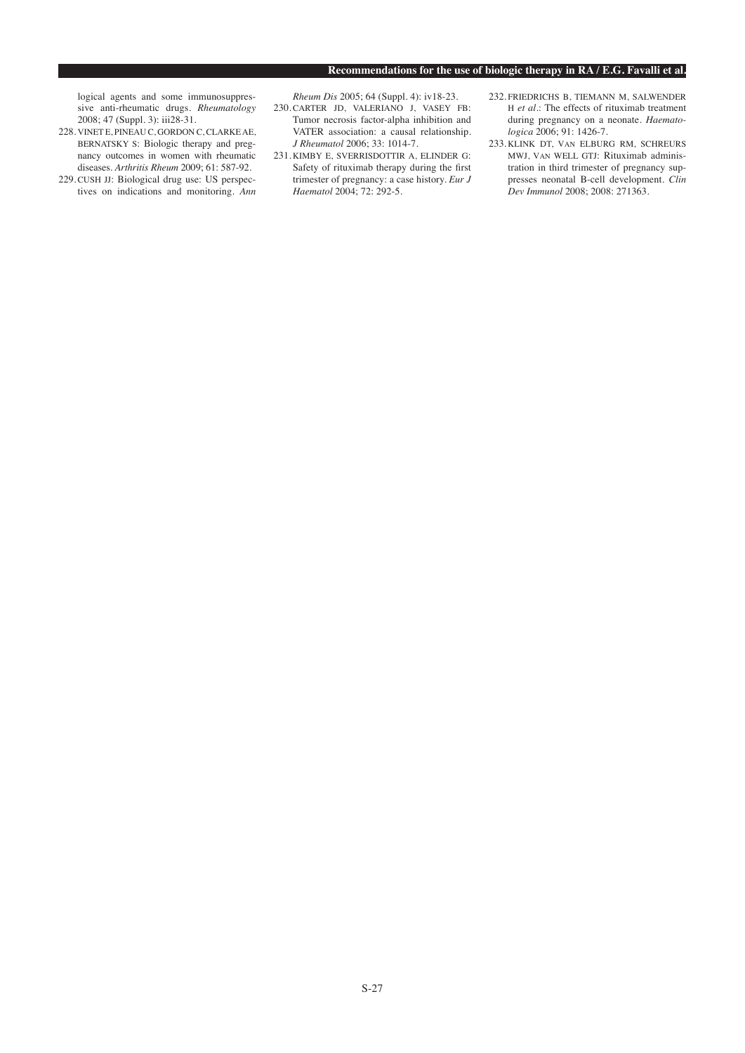logical agents and some immunosuppressive anti-rheumatic drugs. *Rheumatology* 2008; 47 (Suppl. 3): iii28-31.

228. VINET E, PINEAU C, GORDON C, CLARKE AE, BERNATSKY S: Biologic therapy and pregnancy outcomes in women with rheumatic diseases. *Arthritis Rheum* 2009; 61: 587-92.
229. CUSH JJ: Biological drug use: US perspectives on indications and monitoring. *Ann Rheum Dis* 2005; 64 (Suppl. 4): iv18-23.
230. CARTER JD, VALERIANO J, VASEY FB: Tumor necrosis factor-alpha inhibition and VATER association: a causal relationship. *J Rheumatol* 2006; 33: 1014-7.
231. KIMBY E, SVERRISDOTTIR A, ELINDER G: Safety of rituximab therapy during the first trimester of pregnancy: a case history. *Eur J Haematol* 2004; 72: 292-5.
232. FRIEDRICHS B, TIEMANN M, SALWENDER H *et al.*: The effects of rituximab treatment during pregnancy on a neonate. *Haematologica* 2006; 91: 1426-7.
233. KLINK DT, VAN ELBURG RM, SCHREURS MWJ, VAN WELL GTJ: Rituximab administration in third trimester of pregnancy suppresses neonatal B-cell development. *Clin Dev Immunol* 2008; 2008: 271363.